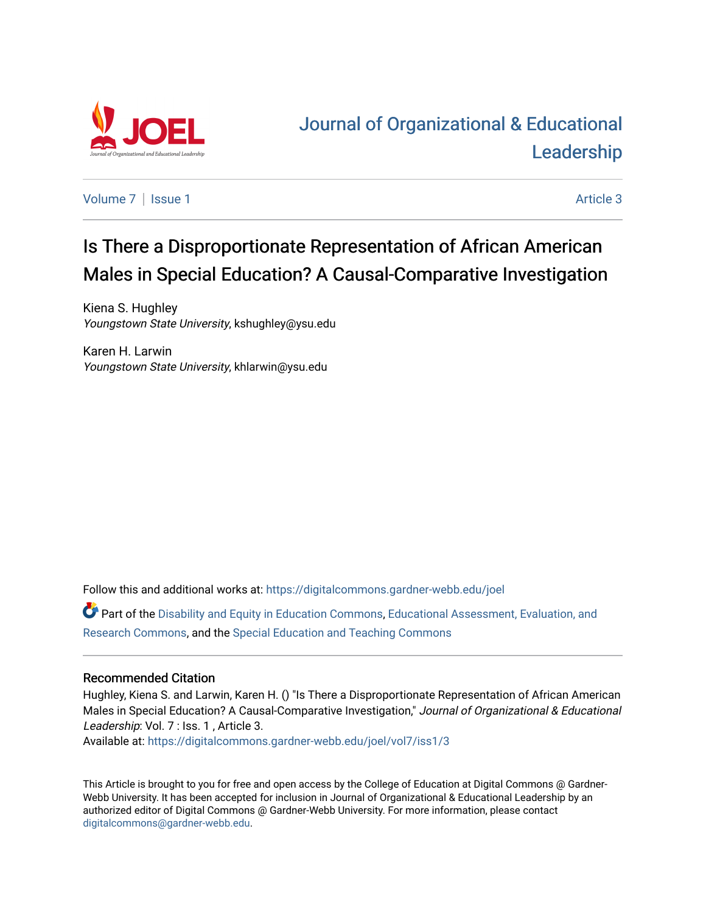# Journal of Organizational & Educational Leadership

Volume 7 | Issue 1 Article 3

## Is There a Disproportionate Representation of African American Males in Special Education? A Causal-Comparative Investigation

Kiena S. Hughley
*Youngstown State University*, kshughley@ysu.edu

Karen H. Larwin
*Youngstown State University*, khlarwin@ysu.edu

Follow this and additional works at: https://digitalcommons.gardner-webb.edu/joel

Part of the Disability and Equity in Education Commons, Educational Assessment, Evaluation, and Research Commons, and the Special Education and Teaching Commons

### Recommended Citation

Hughley, Kiena S. and Larwin, Karen H. () "Is There a Disproportionate Representation of African American Males in Special Education? A Causal-Comparative Investigation," *Journal of Organizational & Educational Leadership*: Vol. 7 : Iss. 1 , Article 3.
Available at: https://digitalcommons.gardner-webb.edu/joel/vol7/iss1/3

This Article is brought to you for free and open access by the College of Education at Digital Commons @ Gardner-Webb University. It has been accepted for inclusion in Journal of Organizational & Educational Leadership by an authorized editor of Digital Commons @ Gardner-Webb University. For more information, please contact digitalcommons@gardner-webb.edu.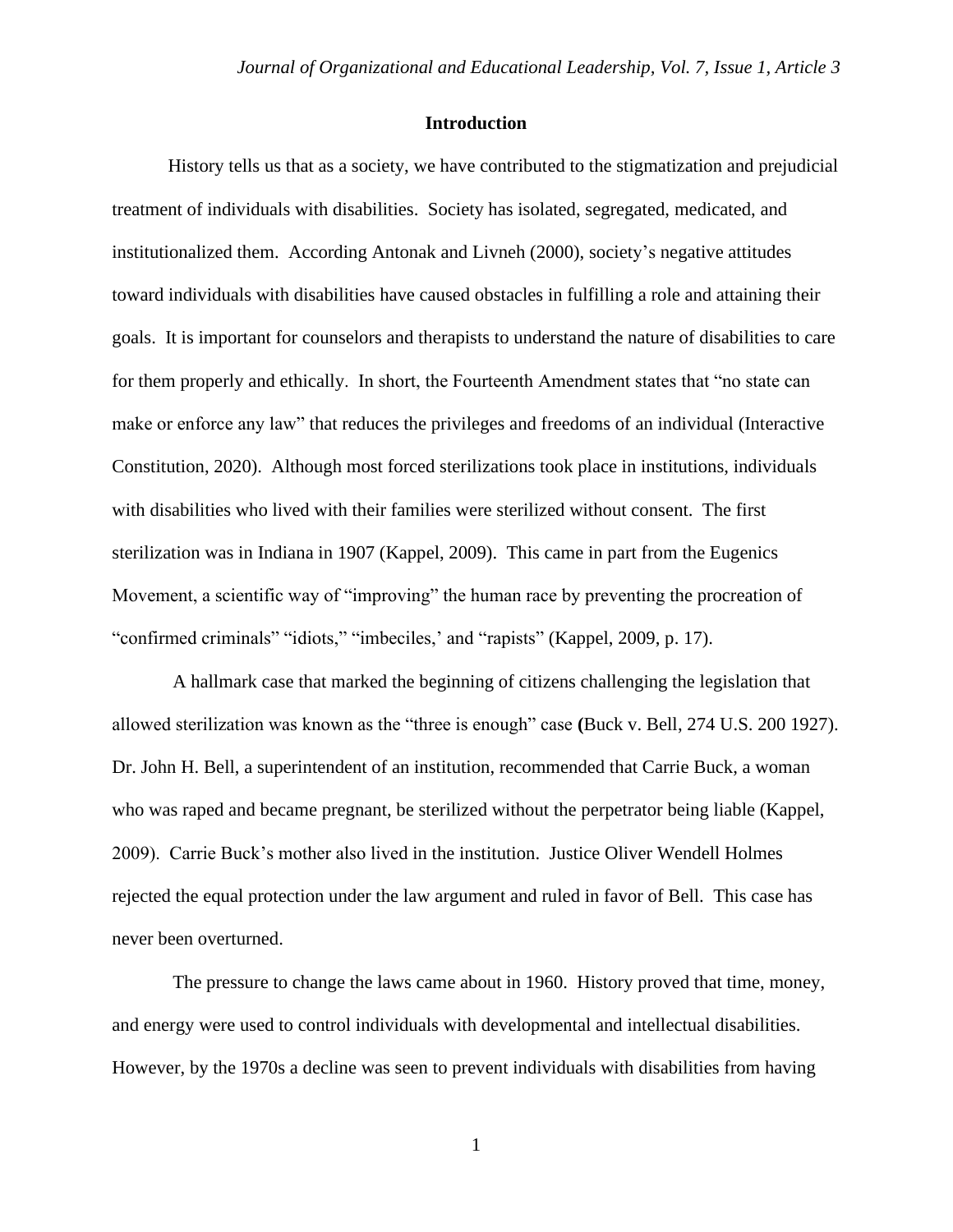## Introduction

History tells us that as a society, we have contributed to the stigmatization and prejudicial treatment of individuals with disabilities. Society has isolated, segregated, medicated, and institutionalized them. According Antonak and Livneh (2000), society's negative attitudes toward individuals with disabilities have caused obstacles in fulfilling a role and attaining their goals. It is important for counselors and therapists to understand the nature of disabilities to care for them properly and ethically. In short, the Fourteenth Amendment states that "no state can make or enforce any law" that reduces the privileges and freedoms of an individual (Interactive Constitution, 2020). Although most forced sterilizations took place in institutions, individuals with disabilities who lived with their families were sterilized without consent. The first sterilization was in Indiana in 1907 (Kappel, 2009). This came in part from the Eugenics Movement, a scientific way of "improving" the human race by preventing the procreation of "confirmed criminals" "idiots," "imbeciles,' and "rapists" (Kappel, 2009, p. 17).

A hallmark case that marked the beginning of citizens challenging the legislation that allowed sterilization was known as the "three is enough" case **(**Buck v. Bell, 274 U.S. 200 1927). Dr. John H. Bell, a superintendent of an institution, recommended that Carrie Buck, a woman who was raped and became pregnant, be sterilized without the perpetrator being liable (Kappel, 2009). Carrie Buck's mother also lived in the institution. Justice Oliver Wendell Holmes rejected the equal protection under the law argument and ruled in favor of Bell. This case has never been overturned.

The pressure to change the laws came about in 1960. History proved that time, money, and energy were used to control individuals with developmental and intellectual disabilities. However, by the 1970s a decline was seen to prevent individuals with disabilities from having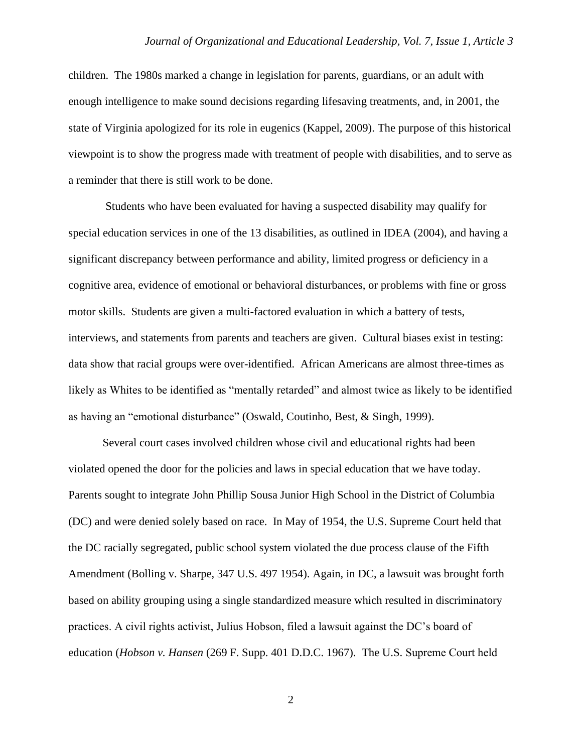children. The 1980s marked a change in legislation for parents, guardians, or an adult with enough intelligence to make sound decisions regarding lifesaving treatments, and, in 2001, the state of Virginia apologized for its role in eugenics (Kappel, 2009). The purpose of this historical viewpoint is to show the progress made with treatment of people with disabilities, and to serve as a reminder that there is still work to be done.

Students who have been evaluated for having a suspected disability may qualify for special education services in one of the 13 disabilities, as outlined in IDEA (2004), and having a significant discrepancy between performance and ability, limited progress or deficiency in a cognitive area, evidence of emotional or behavioral disturbances, or problems with fine or gross motor skills. Students are given a multi-factored evaluation in which a battery of tests, interviews, and statements from parents and teachers are given. Cultural biases exist in testing: data show that racial groups were over-identified. African Americans are almost three-times as likely as Whites to be identified as "mentally retarded" and almost twice as likely to be identified as having an "emotional disturbance" (Oswald, Coutinho, Best, & Singh, 1999).

Several court cases involved children whose civil and educational rights had been violated opened the door for the policies and laws in special education that we have today. Parents sought to integrate John Phillip Sousa Junior High School in the District of Columbia (DC) and were denied solely based on race. In May of 1954, the U.S. Supreme Court held that the DC racially segregated, public school system violated the due process clause of the Fifth Amendment (Bolling v. Sharpe, 347 U.S. 497 1954). Again, in DC, a lawsuit was brought forth based on ability grouping using a single standardized measure which resulted in discriminatory practices. A civil rights activist, Julius Hobson, filed a lawsuit against the DC's board of education (*Hobson v. Hansen* (269 F. Supp. 401 D.D.C. 1967). The U.S. Supreme Court held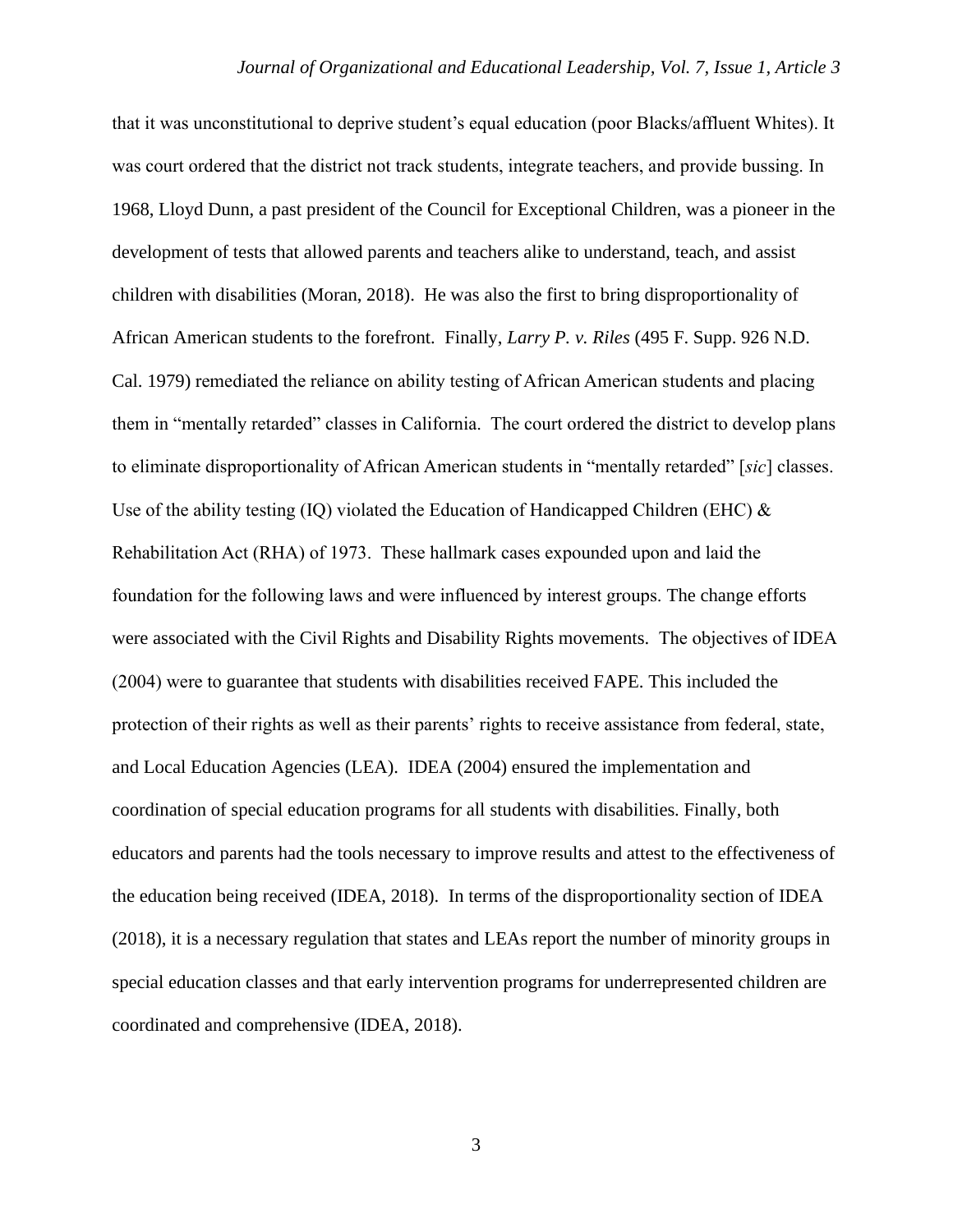that it was unconstitutional to deprive student's equal education (poor Blacks/affluent Whites). It was court ordered that the district not track students, integrate teachers, and provide bussing. In 1968, Lloyd Dunn, a past president of the Council for Exceptional Children, was a pioneer in the development of tests that allowed parents and teachers alike to understand, teach, and assist children with disabilities (Moran, 2018). He was also the first to bring disproportionality of African American students to the forefront. Finally, *Larry P. v. Riles* (495 F. Supp. 926 N.D. Cal. 1979) remediated the reliance on ability testing of African American students and placing them in "mentally retarded" classes in California. The court ordered the district to develop plans to eliminate disproportionality of African American students in "mentally retarded" [*sic*] classes. Use of the ability testing (IQ) violated the Education of Handicapped Children (EHC) & Rehabilitation Act (RHA) of 1973. These hallmark cases expounded upon and laid the foundation for the following laws and were influenced by interest groups. The change efforts were associated with the Civil Rights and Disability Rights movements. The objectives of IDEA (2004) were to guarantee that students with disabilities received FAPE. This included the protection of their rights as well as their parents' rights to receive assistance from federal, state, and Local Education Agencies (LEA). IDEA (2004) ensured the implementation and coordination of special education programs for all students with disabilities. Finally, both educators and parents had the tools necessary to improve results and attest to the effectiveness of the education being received (IDEA, 2018). In terms of the disproportionality section of IDEA (2018), it is a necessary regulation that states and LEAs report the number of minority groups in special education classes and that early intervention programs for underrepresented children are coordinated and comprehensive (IDEA, 2018).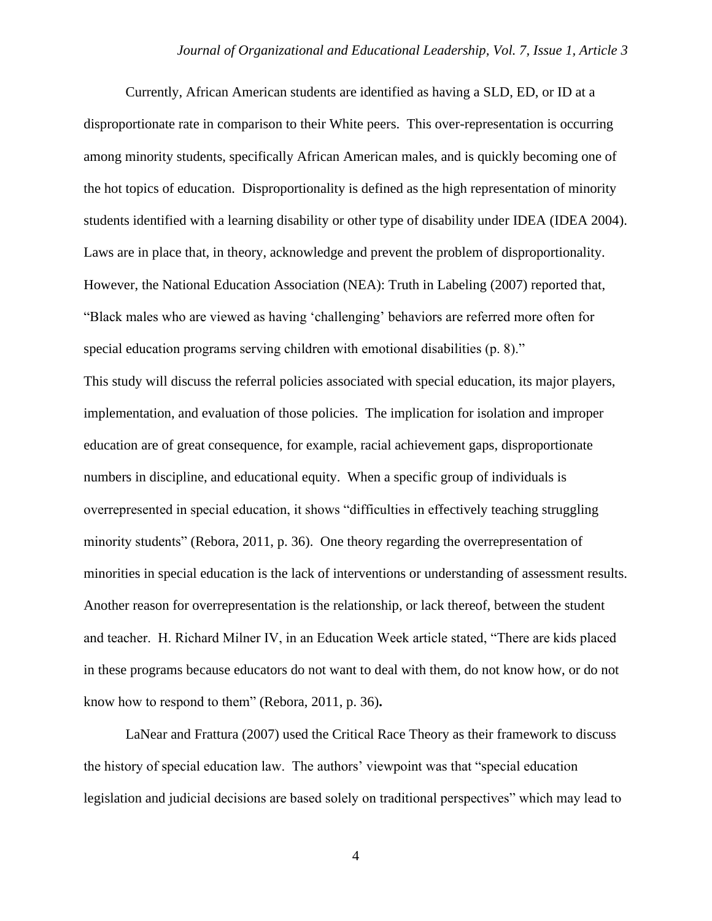Currently, African American students are identified as having a SLD, ED, or ID at a disproportionate rate in comparison to their White peers. This over-representation is occurring among minority students, specifically African American males, and is quickly becoming one of the hot topics of education. Disproportionality is defined as the high representation of minority students identified with a learning disability or other type of disability under IDEA (IDEA 2004). Laws are in place that, in theory, acknowledge and prevent the problem of disproportionality. However, the National Education Association (NEA): Truth in Labeling (2007) reported that, "Black males who are viewed as having 'challenging' behaviors are referred more often for special education programs serving children with emotional disabilities (p. 8)."

This study will discuss the referral policies associated with special education, its major players, implementation, and evaluation of those policies. The implication for isolation and improper education are of great consequence, for example, racial achievement gaps, disproportionate numbers in discipline, and educational equity. When a specific group of individuals is overrepresented in special education, it shows "difficulties in effectively teaching struggling minority students" (Rebora, 2011, p. 36). One theory regarding the overrepresentation of minorities in special education is the lack of interventions or understanding of assessment results. Another reason for overrepresentation is the relationship, or lack thereof, between the student and teacher. H. Richard Milner IV, in an Education Week article stated, "There are kids placed in these programs because educators do not want to deal with them, do not know how, or do not know how to respond to them" (Rebora, 2011, p. 36)**.**

LaNear and Frattura (2007) used the Critical Race Theory as their framework to discuss the history of special education law. The authors' viewpoint was that "special education legislation and judicial decisions are based solely on traditional perspectives" which may lead to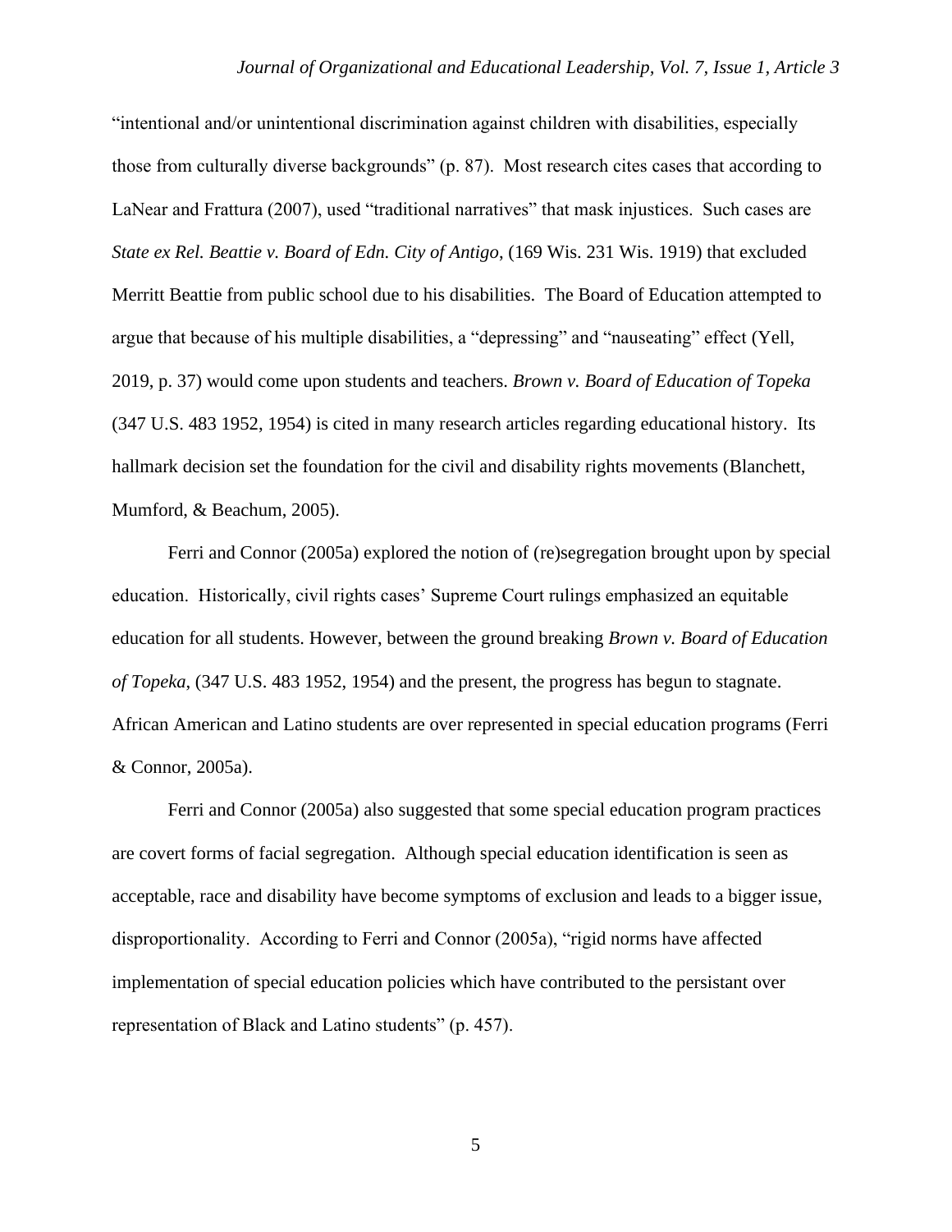"intentional and/or unintentional discrimination against children with disabilities, especially those from culturally diverse backgrounds" (p. 87). Most research cites cases that according to LaNear and Frattura (2007), used "traditional narratives" that mask injustices. Such cases are *State ex Rel. Beattie v. Board of Edn. City of Antigo*, (169 Wis. 231 Wis. 1919) that excluded Merritt Beattie from public school due to his disabilities. The Board of Education attempted to argue that because of his multiple disabilities, a "depressing" and "nauseating" effect (Yell, 2019, p. 37) would come upon students and teachers. *Brown v. Board of Education of Topeka* (347 U.S. 483 1952, 1954) is cited in many research articles regarding educational history. Its hallmark decision set the foundation for the civil and disability rights movements (Blanchett, Mumford, & Beachum, 2005).

Ferri and Connor (2005a) explored the notion of (re)segregation brought upon by special education. Historically, civil rights cases' Supreme Court rulings emphasized an equitable education for all students. However, between the ground breaking *Brown v. Board of Education of Topeka*, (347 U.S. 483 1952, 1954) and the present, the progress has begun to stagnate. African American and Latino students are over represented in special education programs (Ferri & Connor, 2005a).

Ferri and Connor (2005a) also suggested that some special education program practices are covert forms of facial segregation. Although special education identification is seen as acceptable, race and disability have become symptoms of exclusion and leads to a bigger issue, disproportionality. According to Ferri and Connor (2005a), "rigid norms have affected implementation of special education policies which have contributed to the persistant over representation of Black and Latino students" (p. 457).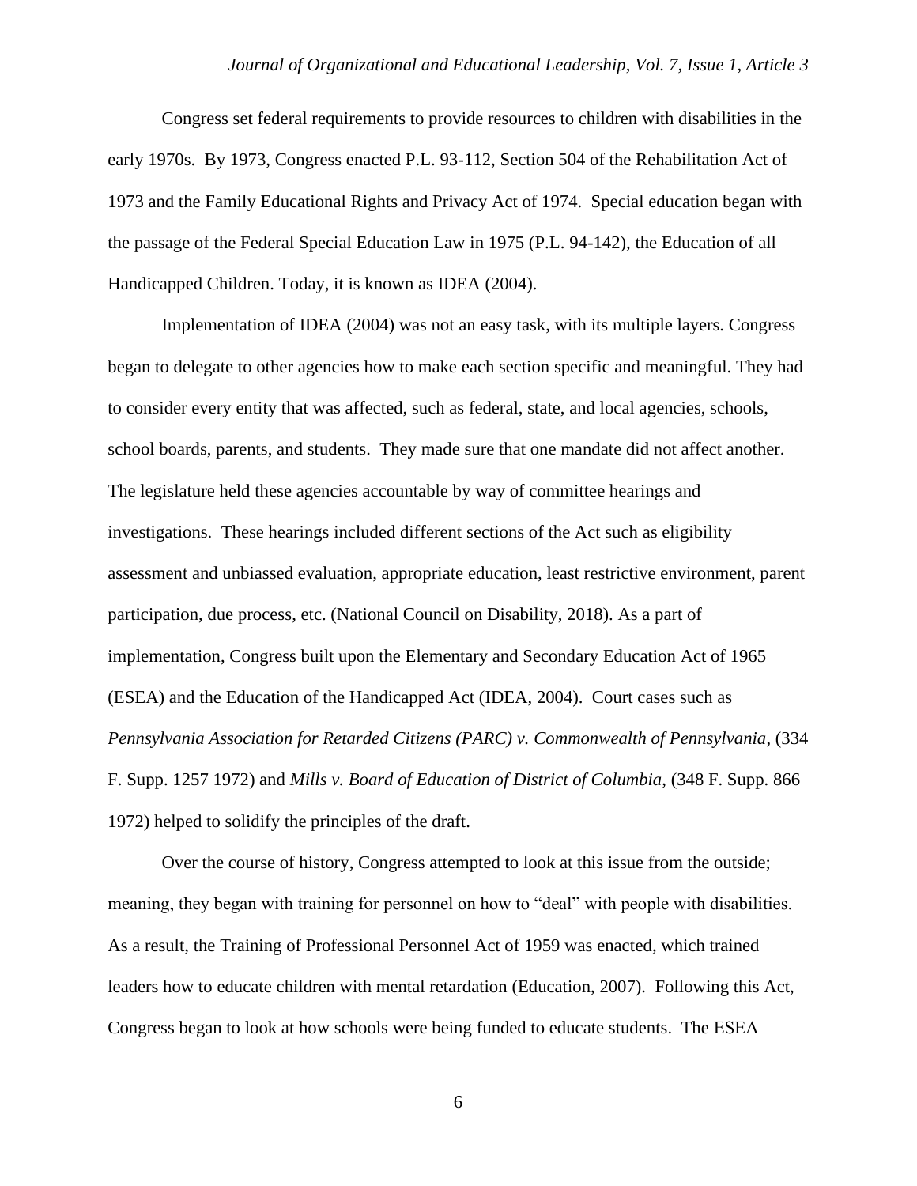Congress set federal requirements to provide resources to children with disabilities in the early 1970s. By 1973, Congress enacted P.L. 93-112, Section 504 of the Rehabilitation Act of 1973 and the Family Educational Rights and Privacy Act of 1974. Special education began with the passage of the Federal Special Education Law in 1975 (P.L. 94-142), the Education of all Handicapped Children. Today, it is known as IDEA (2004).

Implementation of IDEA (2004) was not an easy task, with its multiple layers. Congress began to delegate to other agencies how to make each section specific and meaningful. They had to consider every entity that was affected, such as federal, state, and local agencies, schools, school boards, parents, and students. They made sure that one mandate did not affect another. The legislature held these agencies accountable by way of committee hearings and investigations. These hearings included different sections of the Act such as eligibility assessment and unbiassed evaluation, appropriate education, least restrictive environment, parent participation, due process, etc. (National Council on Disability, 2018). As a part of implementation, Congress built upon the Elementary and Secondary Education Act of 1965 (ESEA) and the Education of the Handicapped Act (IDEA, 2004). Court cases such as *Pennsylvania Association for Retarded Citizens (PARC) v. Commonwealth of Pennsylvania*, (334 F. Supp. 1257 1972) and *Mills v. Board of Education of District of Columbia*, (348 F. Supp. 866 1972) helped to solidify the principles of the draft.

Over the course of history, Congress attempted to look at this issue from the outside; meaning, they began with training for personnel on how to "deal" with people with disabilities. As a result, the Training of Professional Personnel Act of 1959 was enacted, which trained leaders how to educate children with mental retardation (Education, 2007). Following this Act, Congress began to look at how schools were being funded to educate students. The ESEA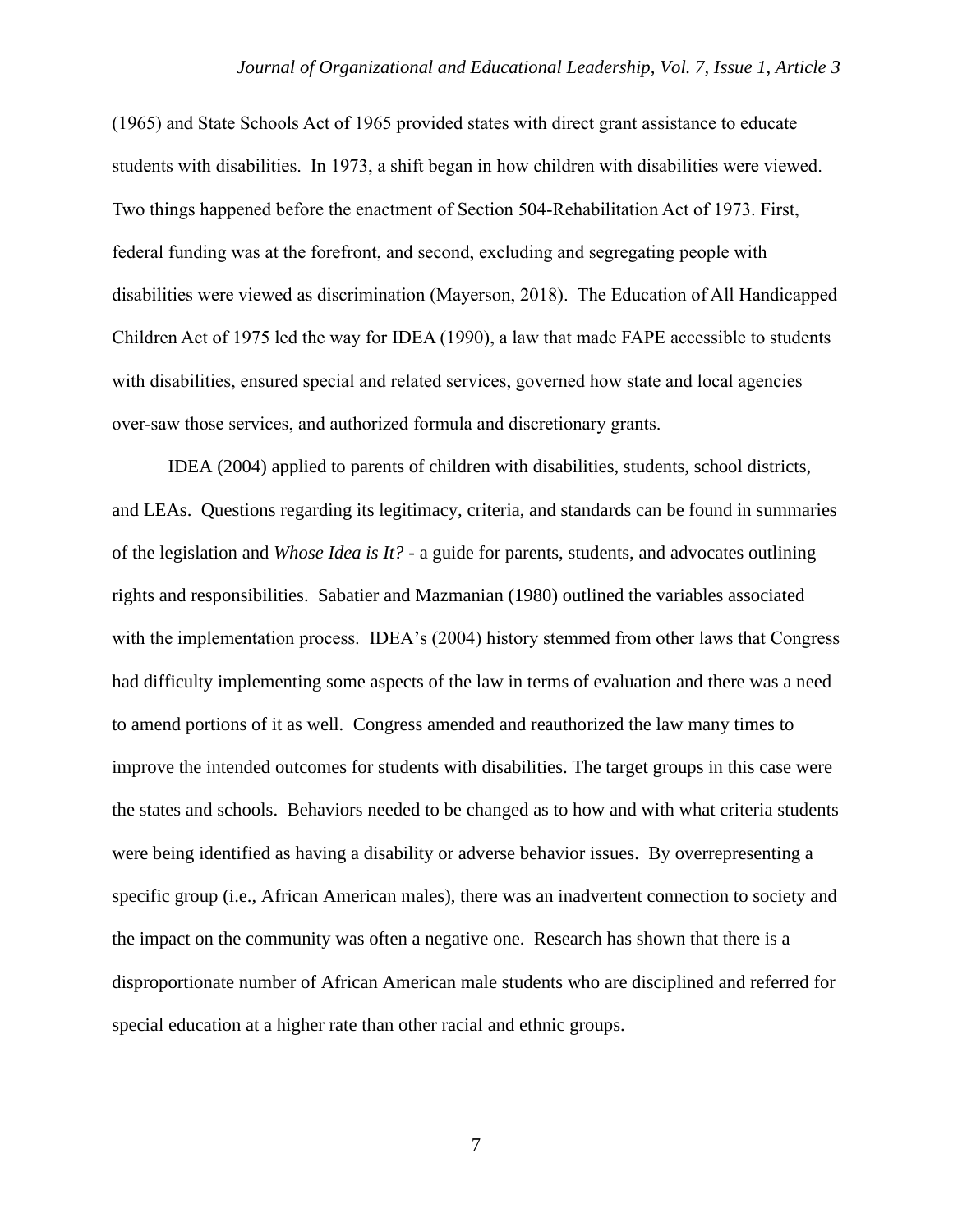(1965) and State Schools Act of 1965 provided states with direct grant assistance to educate students with disabilities. In 1973, a shift began in how children with disabilities were viewed. Two things happened before the enactment of Section 504-Rehabilitation Act of 1973. First, federal funding was at the forefront, and second, excluding and segregating people with disabilities were viewed as discrimination (Mayerson, 2018). The Education of All Handicapped Children Act of 1975 led the way for IDEA (1990), a law that made FAPE accessible to students with disabilities, ensured special and related services, governed how state and local agencies over-saw those services, and authorized formula and discretionary grants.

IDEA (2004) applied to parents of children with disabilities, students, school districts, and LEAs. Questions regarding its legitimacy, criteria, and standards can be found in summaries of the legislation and *Whose Idea is It?* - a guide for parents, students, and advocates outlining rights and responsibilities. Sabatier and Mazmanian (1980) outlined the variables associated with the implementation process. IDEA's (2004) history stemmed from other laws that Congress had difficulty implementing some aspects of the law in terms of evaluation and there was a need to amend portions of it as well. Congress amended and reauthorized the law many times to improve the intended outcomes for students with disabilities. The target groups in this case were the states and schools. Behaviors needed to be changed as to how and with what criteria students were being identified as having a disability or adverse behavior issues. By overrepresenting a specific group (i.e., African American males), there was an inadvertent connection to society and the impact on the community was often a negative one. Research has shown that there is a disproportionate number of African American male students who are disciplined and referred for special education at a higher rate than other racial and ethnic groups.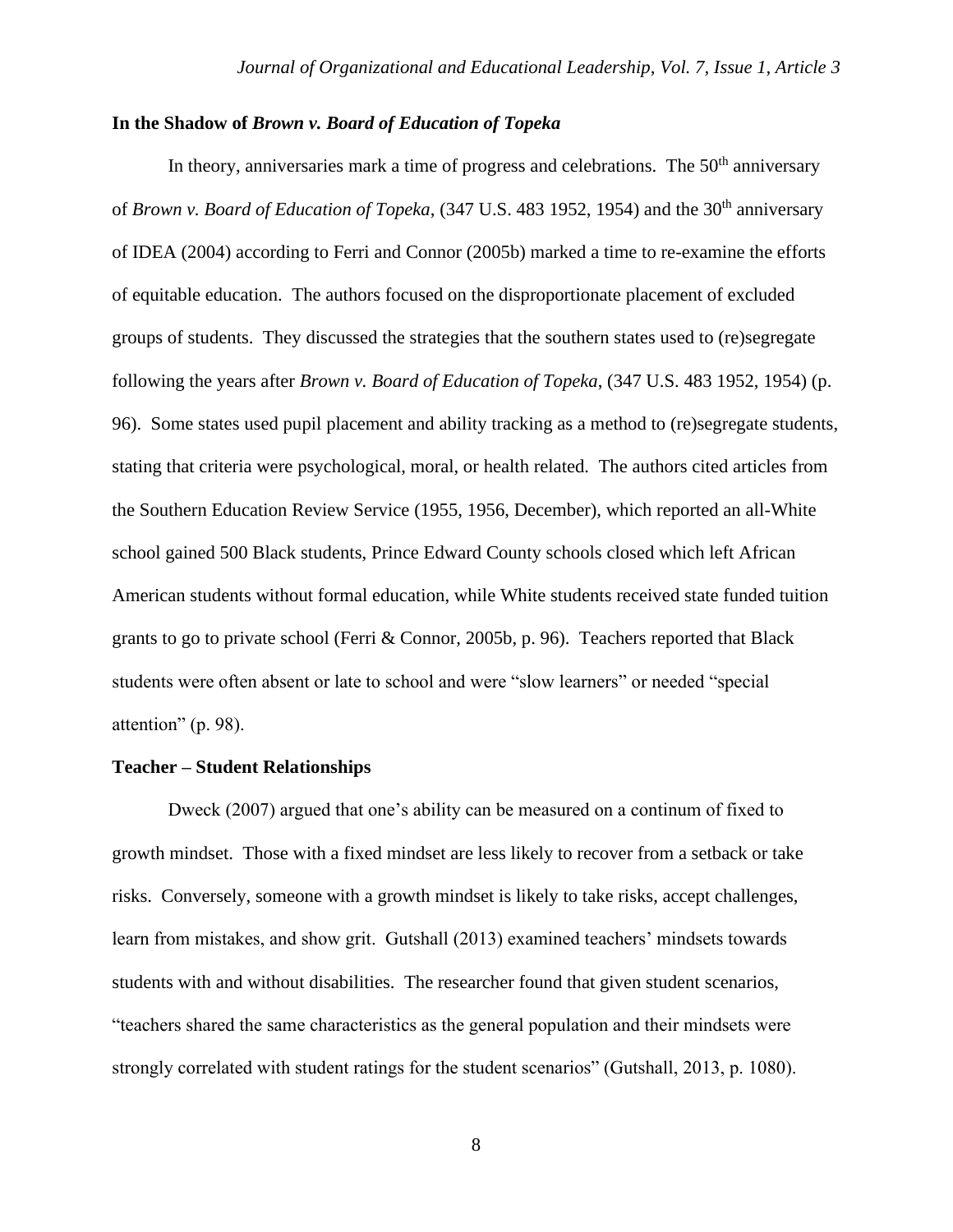## In the Shadow of *Brown v. Board of Education of Topeka*

In theory, anniversaries mark a time of progress and celebrations. The 50th anniversary of *Brown v. Board of Education of Topeka*, (347 U.S. 483 1952, 1954) and the 30th anniversary of IDEA (2004) according to Ferri and Connor (2005b) marked a time to re-examine the efforts of equitable education. The authors focused on the disproportionate placement of excluded groups of students. They discussed the strategies that the southern states used to (re)segregate following the years after *Brown v. Board of Education of Topeka*, (347 U.S. 483 1952, 1954) (p. 96). Some states used pupil placement and ability tracking as a method to (re)segregate students, stating that criteria were psychological, moral, or health related. The authors cited articles from the Southern Education Review Service (1955, 1956, December), which reported an all-White school gained 500 Black students, Prince Edward County schools closed which left African American students without formal education, while White students received state funded tuition grants to go to private school (Ferri & Connor, 2005b, p. 96). Teachers reported that Black students were often absent or late to school and were "slow learners" or needed "special attention" (p. 98).

## Teacher – Student Relationships

Dweck (2007) argued that one's ability can be measured on a continum of fixed to growth mindset. Those with a fixed mindset are less likely to recover from a setback or take risks. Conversely, someone with a growth mindset is likely to take risks, accept challenges, learn from mistakes, and show grit. Gutshall (2013) examined teachers' mindsets towards students with and without disabilities. The researcher found that given student scenarios, "teachers shared the same characteristics as the general population and their mindsets were strongly correlated with student ratings for the student scenarios" (Gutshall, 2013, p. 1080).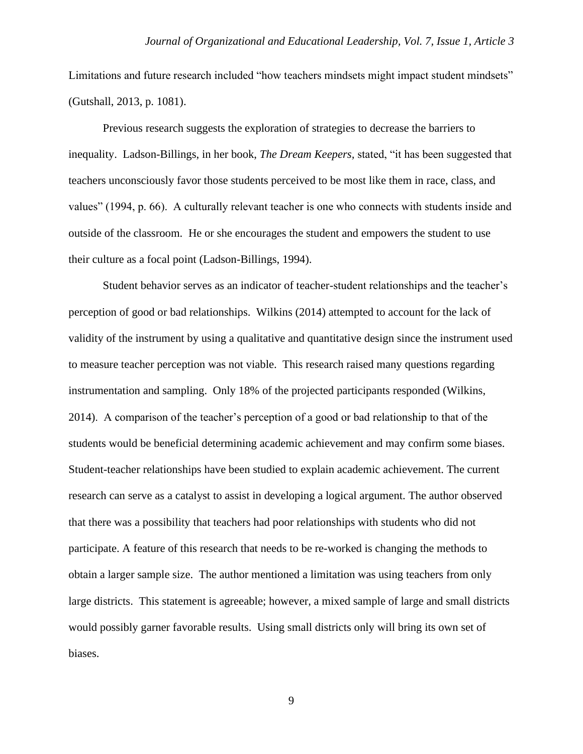Limitations and future research included "how teachers mindsets might impact student mindsets" (Gutshall, 2013, p. 1081).

Previous research suggests the exploration of strategies to decrease the barriers to inequality. Ladson-Billings, in her book, *The Dream Keepers,* stated, "it has been suggested that teachers unconsciously favor those students perceived to be most like them in race, class, and values" (1994, p. 66). A culturally relevant teacher is one who connects with students inside and outside of the classroom. He or she encourages the student and empowers the student to use their culture as a focal point (Ladson-Billings, 1994).

Student behavior serves as an indicator of teacher-student relationships and the teacher's perception of good or bad relationships. Wilkins (2014) attempted to account for the lack of validity of the instrument by using a qualitative and quantitative design since the instrument used to measure teacher perception was not viable. This research raised many questions regarding instrumentation and sampling. Only 18% of the projected participants responded (Wilkins, 2014). A comparison of the teacher's perception of a good or bad relationship to that of the students would be beneficial determining academic achievement and may confirm some biases. Student-teacher relationships have been studied to explain academic achievement. The current research can serve as a catalyst to assist in developing a logical argument. The author observed that there was a possibility that teachers had poor relationships with students who did not participate. A feature of this research that needs to be re-worked is changing the methods to obtain a larger sample size. The author mentioned a limitation was using teachers from only large districts. This statement is agreeable; however, a mixed sample of large and small districts would possibly garner favorable results. Using small districts only will bring its own set of biases.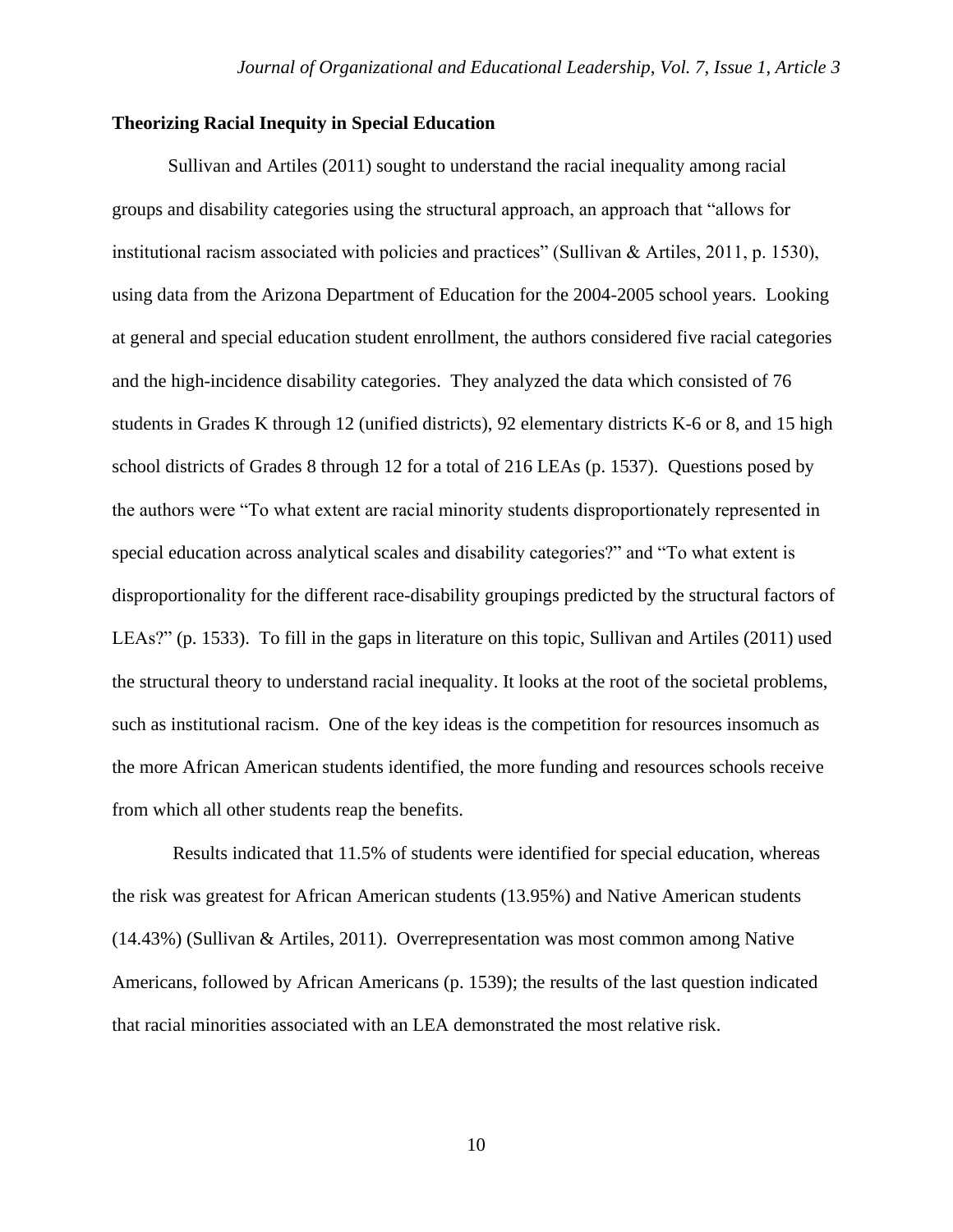**Theorizing Racial Inequity in Special Education**

Sullivan and Artiles (2011) sought to understand the racial inequality among racial groups and disability categories using the structural approach, an approach that "allows for institutional racism associated with policies and practices" (Sullivan & Artiles, 2011, p. 1530), using data from the Arizona Department of Education for the 2004-2005 school years. Looking at general and special education student enrollment, the authors considered five racial categories and the high-incidence disability categories. They analyzed the data which consisted of 76 students in Grades K through 12 (unified districts), 92 elementary districts K-6 or 8, and 15 high school districts of Grades 8 through 12 for a total of 216 LEAs (p. 1537). Questions posed by the authors were "To what extent are racial minority students disproportionately represented in special education across analytical scales and disability categories?" and "To what extent is disproportionality for the different race-disability groupings predicted by the structural factors of LEAs?" (p. 1533). To fill in the gaps in literature on this topic, Sullivan and Artiles (2011) used the structural theory to understand racial inequality. It looks at the root of the societal problems, such as institutional racism. One of the key ideas is the competition for resources insomuch as the more African American students identified, the more funding and resources schools receive from which all other students reap the benefits.

Results indicated that 11.5% of students were identified for special education, whereas the risk was greatest for African American students (13.95%) and Native American students (14.43%) (Sullivan & Artiles, 2011). Overrepresentation was most common among Native Americans, followed by African Americans (p. 1539); the results of the last question indicated that racial minorities associated with an LEA demonstrated the most relative risk.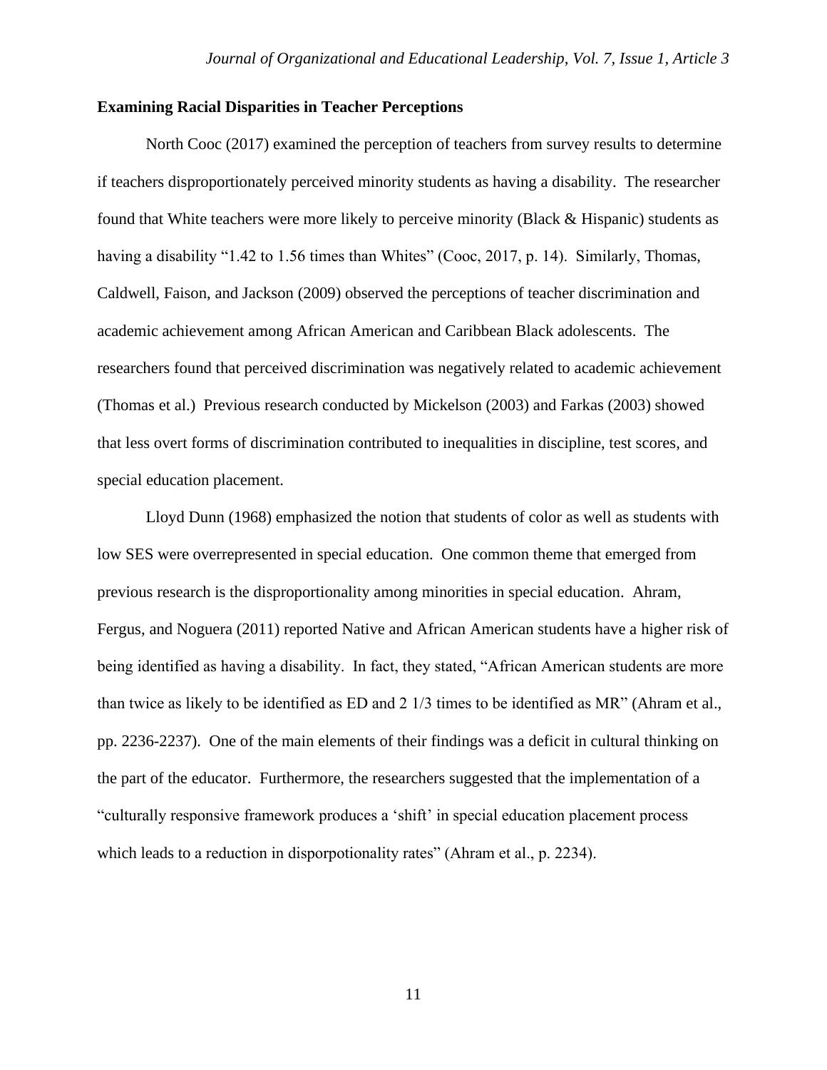**Examining Racial Disparities in Teacher Perceptions**

North Cooc (2017) examined the perception of teachers from survey results to determine if teachers disproportionately perceived minority students as having a disability. The researcher found that White teachers were more likely to perceive minority (Black & Hispanic) students as having a disability "1.42 to 1.56 times than Whites" (Cooc, 2017, p. 14). Similarly, Thomas, Caldwell, Faison, and Jackson (2009) observed the perceptions of teacher discrimination and academic achievement among African American and Caribbean Black adolescents. The researchers found that perceived discrimination was negatively related to academic achievement (Thomas et al.) Previous research conducted by Mickelson (2003) and Farkas (2003) showed that less overt forms of discrimination contributed to inequalities in discipline, test scores, and special education placement.

Lloyd Dunn (1968) emphasized the notion that students of color as well as students with low SES were overrepresented in special education. One common theme that emerged from previous research is the disproportionality among minorities in special education. Ahram, Fergus, and Noguera (2011) reported Native and African American students have a higher risk of being identified as having a disability. In fact, they stated, "African American students are more than twice as likely to be identified as ED and 2 1/3 times to be identified as MR" (Ahram et al., pp. 2236-2237). One of the main elements of their findings was a deficit in cultural thinking on the part of the educator. Furthermore, the researchers suggested that the implementation of a "culturally responsive framework produces a 'shift' in special education placement process which leads to a reduction in disporpotionality rates" (Ahram et al., p. 2234).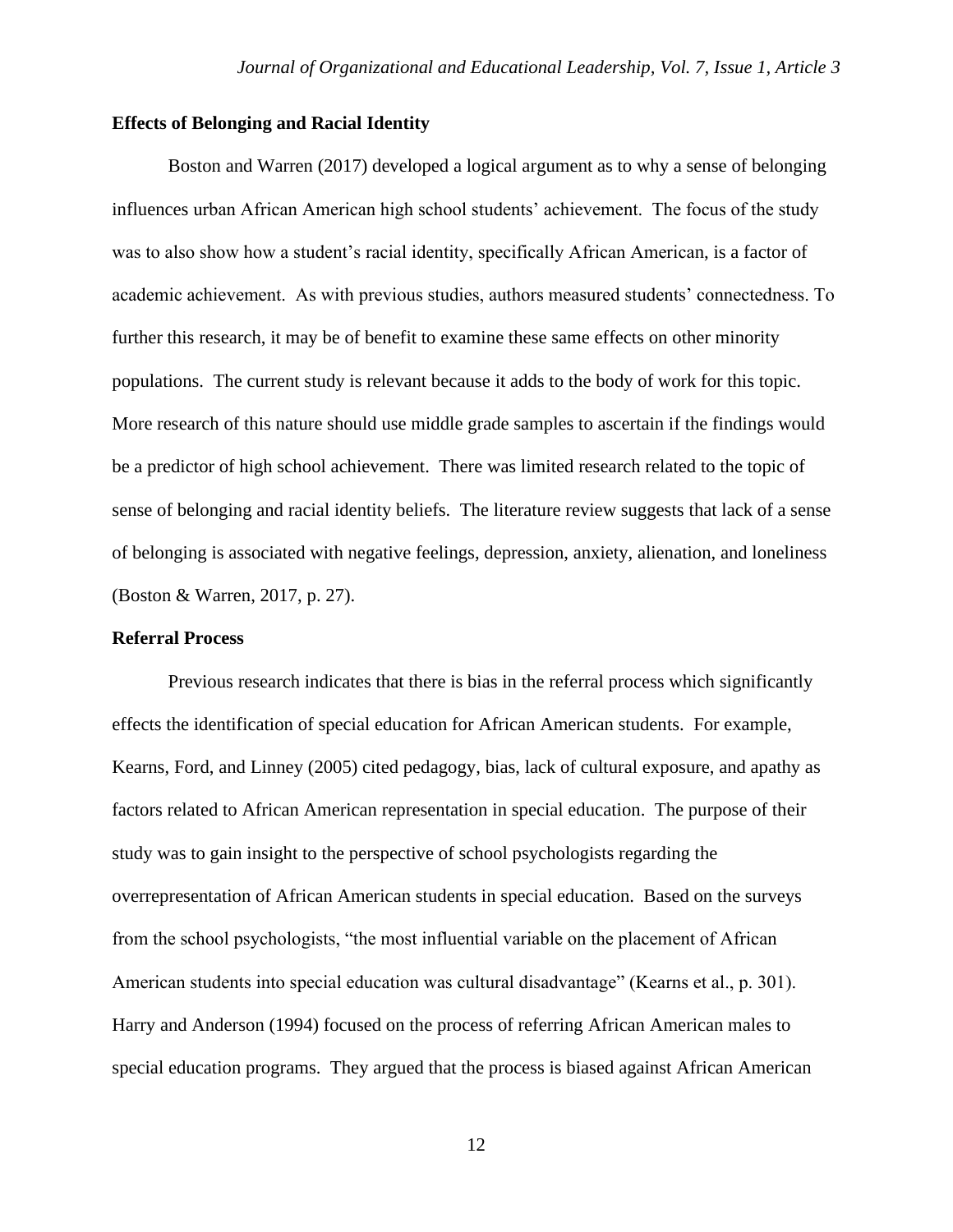### Effects of Belonging and Racial Identity

Boston and Warren (2017) developed a logical argument as to why a sense of belonging influences urban African American high school students' achievement. The focus of the study was to also show how a student's racial identity, specifically African American, is a factor of academic achievement. As with previous studies, authors measured students' connectedness. To further this research, it may be of benefit to examine these same effects on other minority populations. The current study is relevant because it adds to the body of work for this topic. More research of this nature should use middle grade samples to ascertain if the findings would be a predictor of high school achievement. There was limited research related to the topic of sense of belonging and racial identity beliefs. The literature review suggests that lack of a sense of belonging is associated with negative feelings, depression, anxiety, alienation, and loneliness (Boston & Warren, 2017, p. 27).

### Referral Process

Previous research indicates that there is bias in the referral process which significantly effects the identification of special education for African American students. For example, Kearns, Ford, and Linney (2005) cited pedagogy, bias, lack of cultural exposure, and apathy as factors related to African American representation in special education. The purpose of their study was to gain insight to the perspective of school psychologists regarding the overrepresentation of African American students in special education. Based on the surveys from the school psychologists, "the most influential variable on the placement of African American students into special education was cultural disadvantage" (Kearns et al., p. 301). Harry and Anderson (1994) focused on the process of referring African American males to special education programs. They argued that the process is biased against African American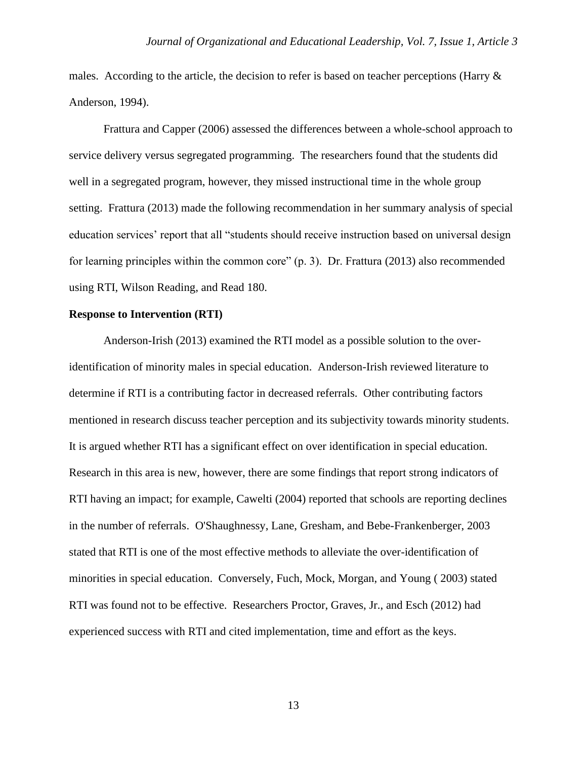males. According to the article, the decision to refer is based on teacher perceptions (Harry & Anderson, 1994).

Frattura and Capper (2006) assessed the differences between a whole-school approach to service delivery versus segregated programming. The researchers found that the students did well in a segregated program, however, they missed instructional time in the whole group setting. Frattura (2013) made the following recommendation in her summary analysis of special education services' report that all "students should receive instruction based on universal design for learning principles within the common core" (p. 3). Dr. Frattura (2013) also recommended using RTI, Wilson Reading, and Read 180.

**Response to Intervention (RTI)**

Anderson-Irish (2013) examined the RTI model as a possible solution to the over-identification of minority males in special education. Anderson-Irish reviewed literature to determine if RTI is a contributing factor in decreased referrals. Other contributing factors mentioned in research discuss teacher perception and its subjectivity towards minority students. It is argued whether RTI has a significant effect on over identification in special education. Research in this area is new, however, there are some findings that report strong indicators of RTI having an impact; for example, Cawelti (2004) reported that schools are reporting declines in the number of referrals. O'Shaughnessy, Lane, Gresham, and Bebe-Frankenberger, 2003 stated that RTI is one of the most effective methods to alleviate the over-identification of minorities in special education. Conversely, Fuch, Mock, Morgan, and Young ( 2003) stated RTI was found not to be effective. Researchers Proctor, Graves, Jr., and Esch (2012) had experienced success with RTI and cited implementation, time and effort as the keys.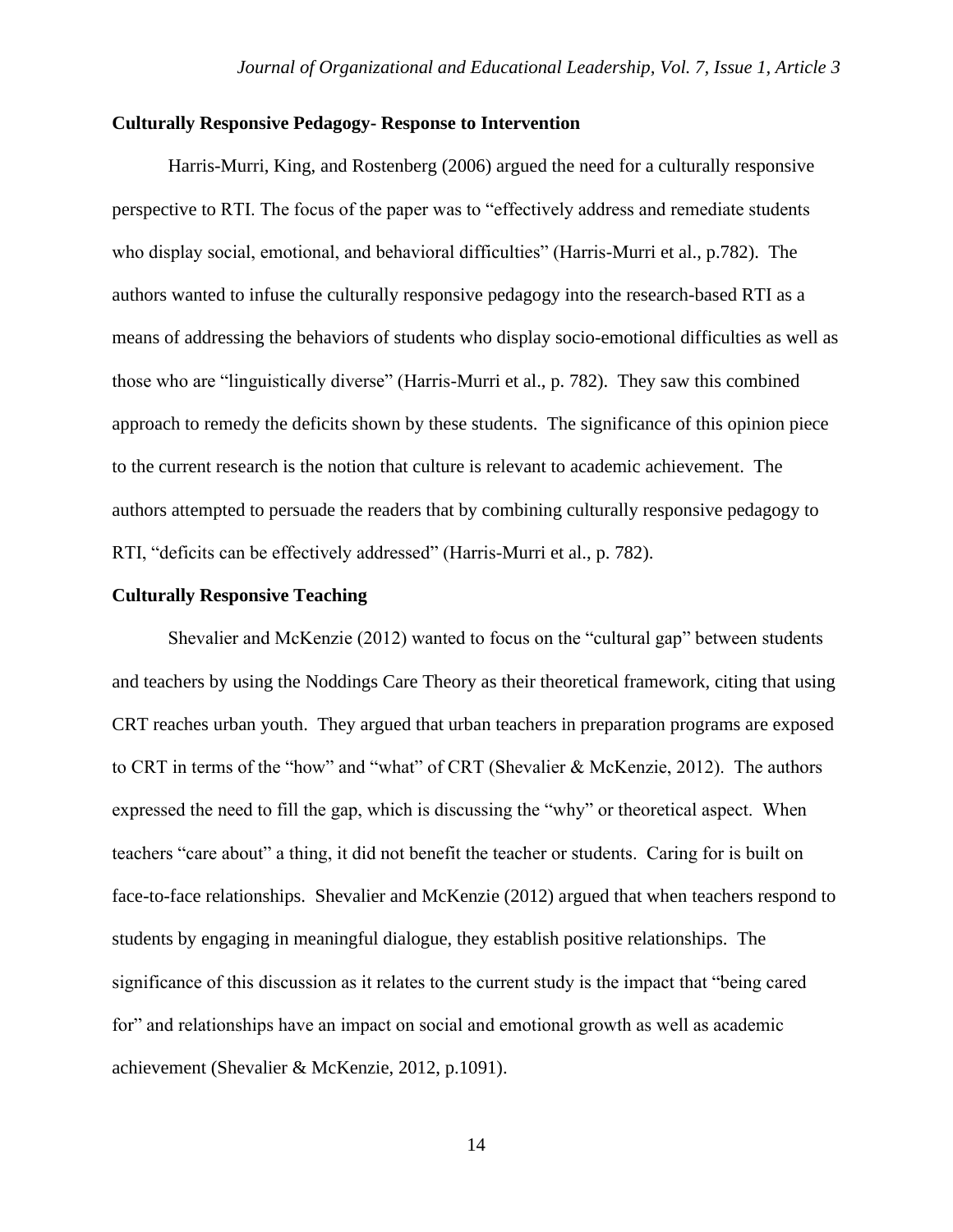**Culturally Responsive Pedagogy- Response to Intervention**

Harris-Murri, King, and Rostenberg (2006) argued the need for a culturally responsive perspective to RTI. The focus of the paper was to "effectively address and remediate students who display social, emotional, and behavioral difficulties" (Harris-Murri et al., p.782). The authors wanted to infuse the culturally responsive pedagogy into the research-based RTI as a means of addressing the behaviors of students who display socio-emotional difficulties as well as those who are "linguistically diverse" (Harris-Murri et al., p. 782). They saw this combined approach to remedy the deficits shown by these students. The significance of this opinion piece to the current research is the notion that culture is relevant to academic achievement. The authors attempted to persuade the readers that by combining culturally responsive pedagogy to RTI, "deficits can be effectively addressed" (Harris-Murri et al., p. 782).

**Culturally Responsive Teaching**

Shevalier and McKenzie (2012) wanted to focus on the "cultural gap" between students and teachers by using the Noddings Care Theory as their theoretical framework, citing that using CRT reaches urban youth. They argued that urban teachers in preparation programs are exposed to CRT in terms of the "how" and "what" of CRT (Shevalier & McKenzie, 2012). The authors expressed the need to fill the gap, which is discussing the "why" or theoretical aspect. When teachers "care about" a thing, it did not benefit the teacher or students. Caring for is built on face-to-face relationships. Shevalier and McKenzie (2012) argued that when teachers respond to students by engaging in meaningful dialogue, they establish positive relationships. The significance of this discussion as it relates to the current study is the impact that "being cared for" and relationships have an impact on social and emotional growth as well as academic achievement (Shevalier & McKenzie, 2012, p.1091).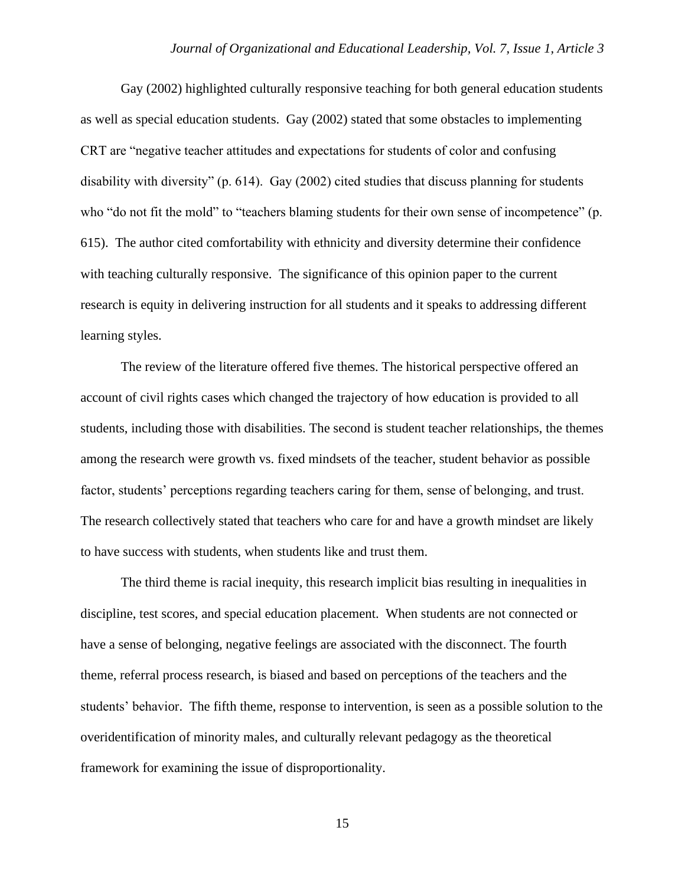Gay (2002) highlighted culturally responsive teaching for both general education students as well as special education students. Gay (2002) stated that some obstacles to implementing CRT are "negative teacher attitudes and expectations for students of color and confusing disability with diversity" (p. 614). Gay (2002) cited studies that discuss planning for students who "do not fit the mold" to "teachers blaming students for their own sense of incompetence" (p. 615). The author cited comfortability with ethnicity and diversity determine their confidence with teaching culturally responsive. The significance of this opinion paper to the current research is equity in delivering instruction for all students and it speaks to addressing different learning styles.

The review of the literature offered five themes. The historical perspective offered an account of civil rights cases which changed the trajectory of how education is provided to all students, including those with disabilities. The second is student teacher relationships, the themes among the research were growth vs. fixed mindsets of the teacher, student behavior as possible factor, students' perceptions regarding teachers caring for them, sense of belonging, and trust. The research collectively stated that teachers who care for and have a growth mindset are likely to have success with students, when students like and trust them.

The third theme is racial inequity, this research implicit bias resulting in inequalities in discipline, test scores, and special education placement. When students are not connected or have a sense of belonging, negative feelings are associated with the disconnect. The fourth theme, referral process research, is biased and based on perceptions of the teachers and the students' behavior. The fifth theme, response to intervention, is seen as a possible solution to the overidentification of minority males, and culturally relevant pedagogy as the theoretical framework for examining the issue of disproportionality.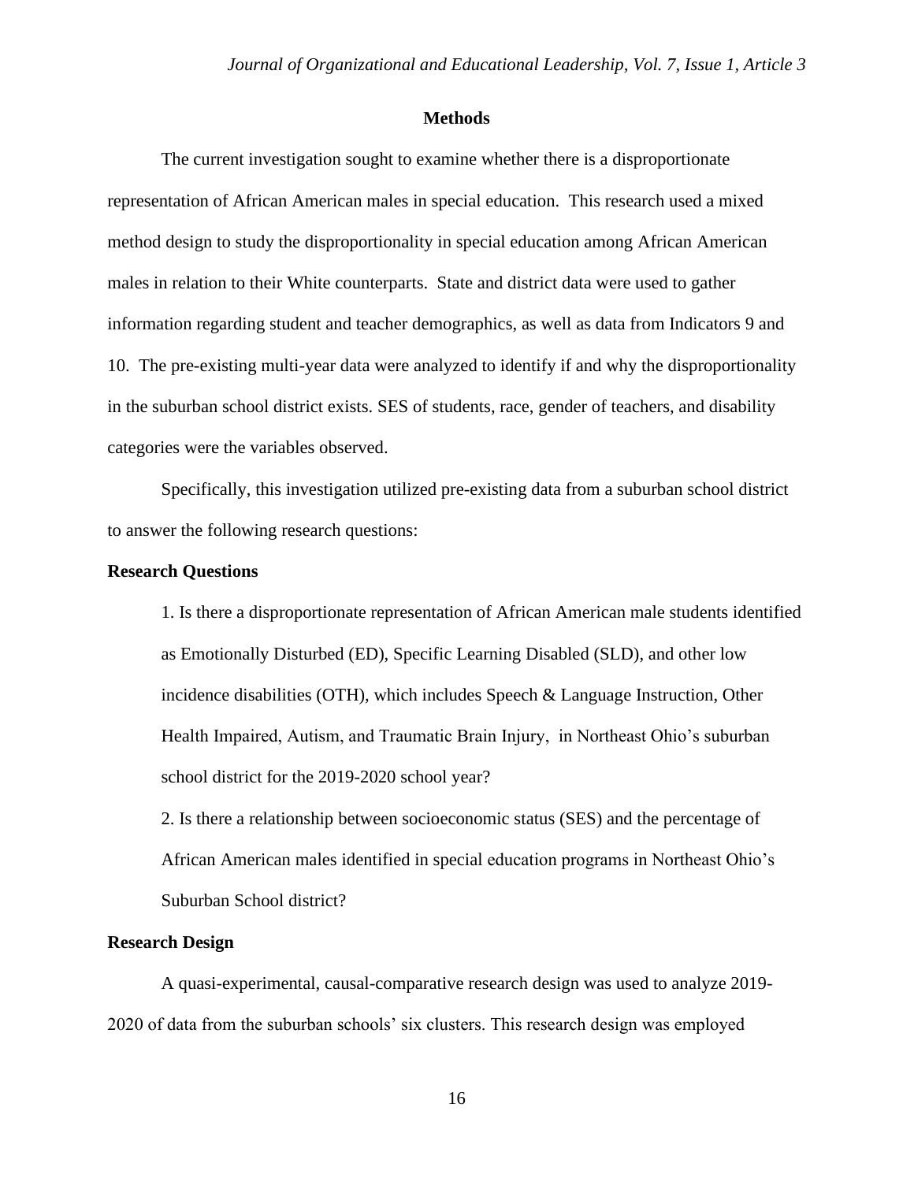## Methods

The current investigation sought to examine whether there is a disproportionate representation of African American males in special education. This research used a mixed method design to study the disproportionality in special education among African American males in relation to their White counterparts. State and district data were used to gather information regarding student and teacher demographics, as well as data from Indicators 9 and 10. The pre-existing multi-year data were analyzed to identify if and why the disproportionality in the suburban school district exists. SES of students, race, gender of teachers, and disability categories were the variables observed.

Specifically, this investigation utilized pre-existing data from a suburban school district to answer the following research questions:

### Research Questions

1. Is there a disproportionate representation of African American male students identified as Emotionally Disturbed (ED), Specific Learning Disabled (SLD), and other low incidence disabilities (OTH), which includes Speech & Language Instruction, Other Health Impaired, Autism, and Traumatic Brain Injury, in Northeast Ohio's suburban school district for the 2019-2020 school year?
2. Is there a relationship between socioeconomic status (SES) and the percentage of African American males identified in special education programs in Northeast Ohio's Suburban School district?

### Research Design

A quasi-experimental, causal-comparative research design was used to analyze 2019-2020 of data from the suburban schools' six clusters. This research design was employed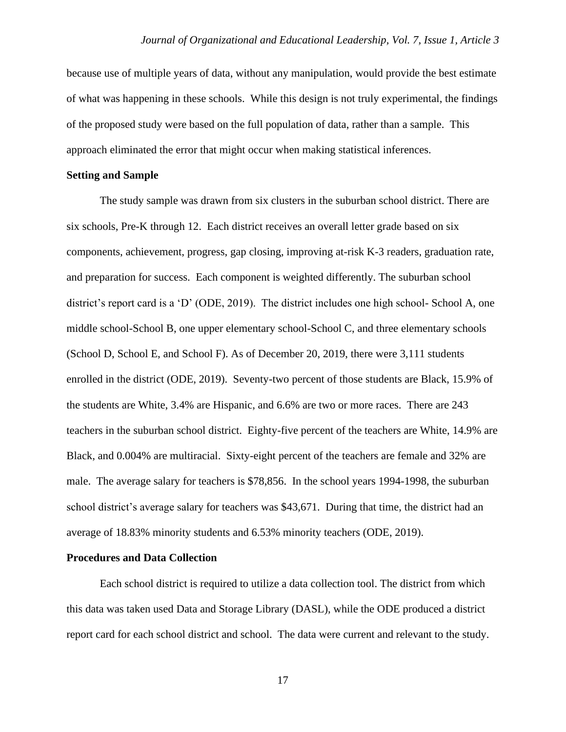because use of multiple years of data, without any manipulation, would provide the best estimate of what was happening in these schools. While this design is not truly experimental, the findings of the proposed study were based on the full population of data, rather than a sample. This approach eliminated the error that might occur when making statistical inferences.

**Setting and Sample**

The study sample was drawn from six clusters in the suburban school district. There are six schools, Pre-K through 12. Each district receives an overall letter grade based on six components, achievement, progress, gap closing, improving at-risk K-3 readers, graduation rate, and preparation for success. Each component is weighted differently. The suburban school district's report card is a 'D' (ODE, 2019). The district includes one high school- School A, one middle school-School B, one upper elementary school-School C, and three elementary schools (School D, School E, and School F). As of December 20, 2019, there were 3,111 students enrolled in the district (ODE, 2019). Seventy-two percent of those students are Black, 15.9% of the students are White, 3.4% are Hispanic, and 6.6% are two or more races. There are 243 teachers in the suburban school district. Eighty-five percent of the teachers are White, 14.9% are Black, and 0.004% are multiracial. Sixty-eight percent of the teachers are female and 32% are male. The average salary for teachers is $78,856. In the school years 1994-1998, the suburban school district's average salary for teachers was $43,671. During that time, the district had an average of 18.83% minority students and 6.53% minority teachers (ODE, 2019).

**Procedures and Data Collection**

Each school district is required to utilize a data collection tool. The district from which this data was taken used Data and Storage Library (DASL), while the ODE produced a district report card for each school district and school. The data were current and relevant to the study.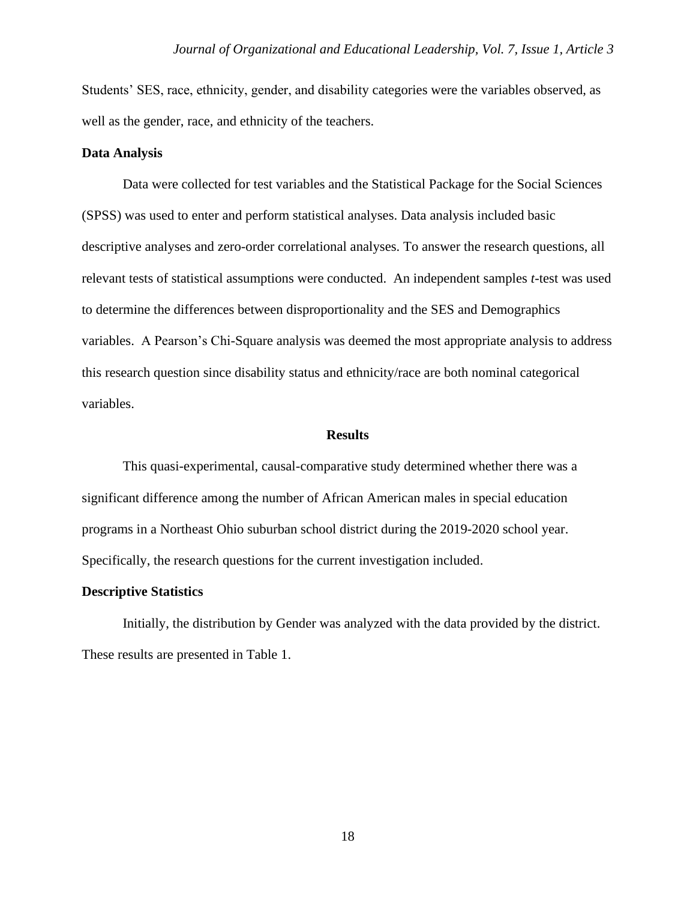Students' SES, race, ethnicity, gender, and disability categories were the variables observed, as well as the gender, race, and ethnicity of the teachers.

**Data Analysis**

Data were collected for test variables and the Statistical Package for the Social Sciences (SPSS) was used to enter and perform statistical analyses. Data analysis included basic descriptive analyses and zero-order correlational analyses. To answer the research questions, all relevant tests of statistical assumptions were conducted. An independent samples *t*-test was used to determine the differences between disproportionality and the SES and Demographics variables. A Pearson's Chi-Square analysis was deemed the most appropriate analysis to address this research question since disability status and ethnicity/race are both nominal categorical variables.

## Results

This quasi-experimental, causal-comparative study determined whether there was a significant difference among the number of African American males in special education programs in a Northeast Ohio suburban school district during the 2019-2020 school year. Specifically, the research questions for the current investigation included.

**Descriptive Statistics**

Initially, the distribution by Gender was analyzed with the data provided by the district. These results are presented in Table 1.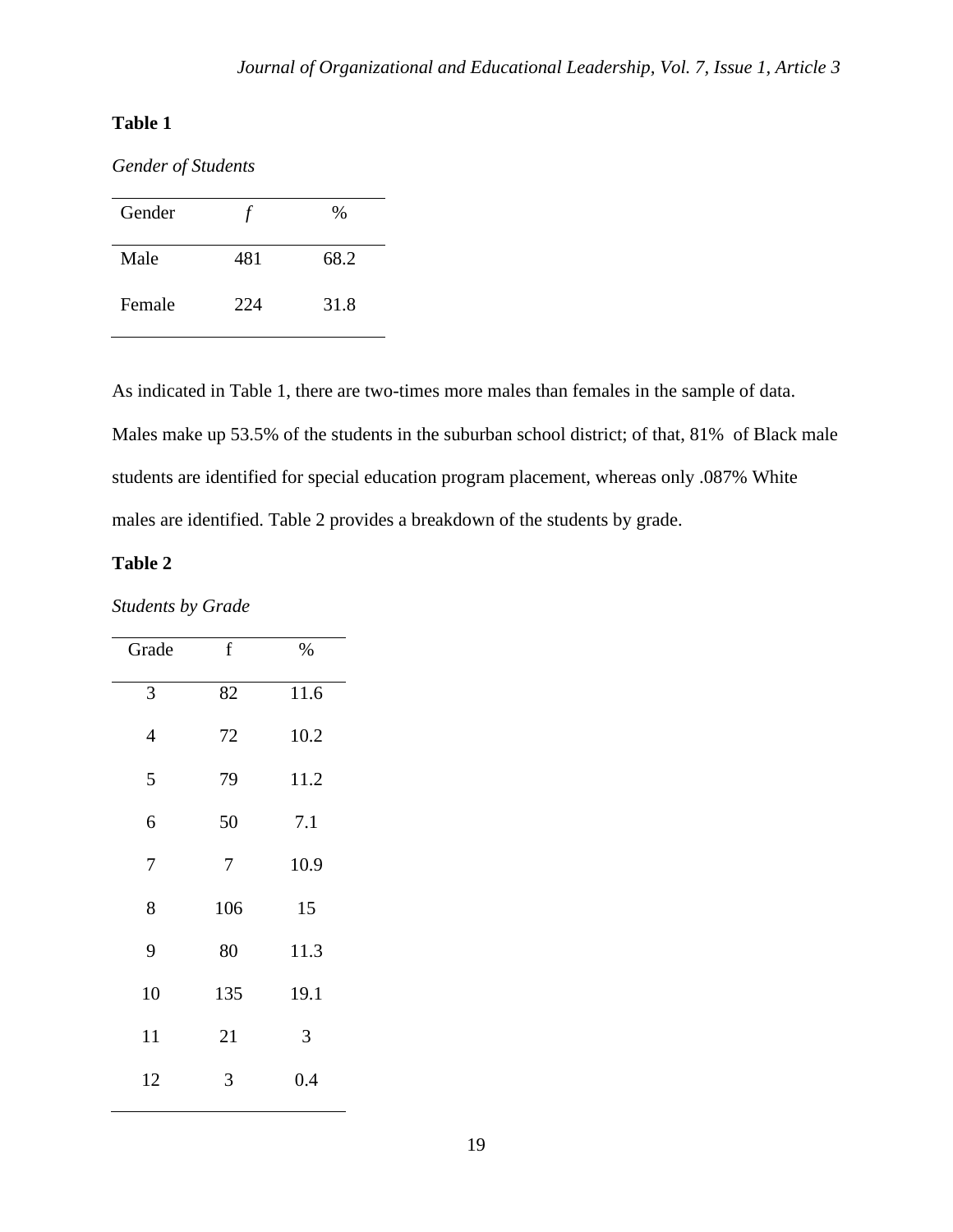**Table 1**

*Gender of Students*

| Gender | *f* | % |
|---|---|---|
| Male | 481 | 68.2 |
| Female | 224 | 31.8 |

As indicated in Table 1, there are two-times more males than females in the sample of data. Males make up 53.5% of the students in the suburban school district; of that, 81% of Black male students are identified for special education program placement, whereas only .087% White males are identified. Table 2 provides a breakdown of the students by grade.

**Table 2**

*Students by Grade*

| Grade | f | % |
|---|---|---|
| 3 | 82 | 11.6 |
| 4 | 72 | 10.2 |
| 5 | 79 | 11.2 |
| 6 | 50 | 7.1 |
| 7 | 7 | 10.9 |
| 8 | 106 | 15 |
| 9 | 80 | 11.3 |
| 10 | 135 | 19.1 |
| 11 | 21 | 3 |
| 12 | 3 | 0.4 |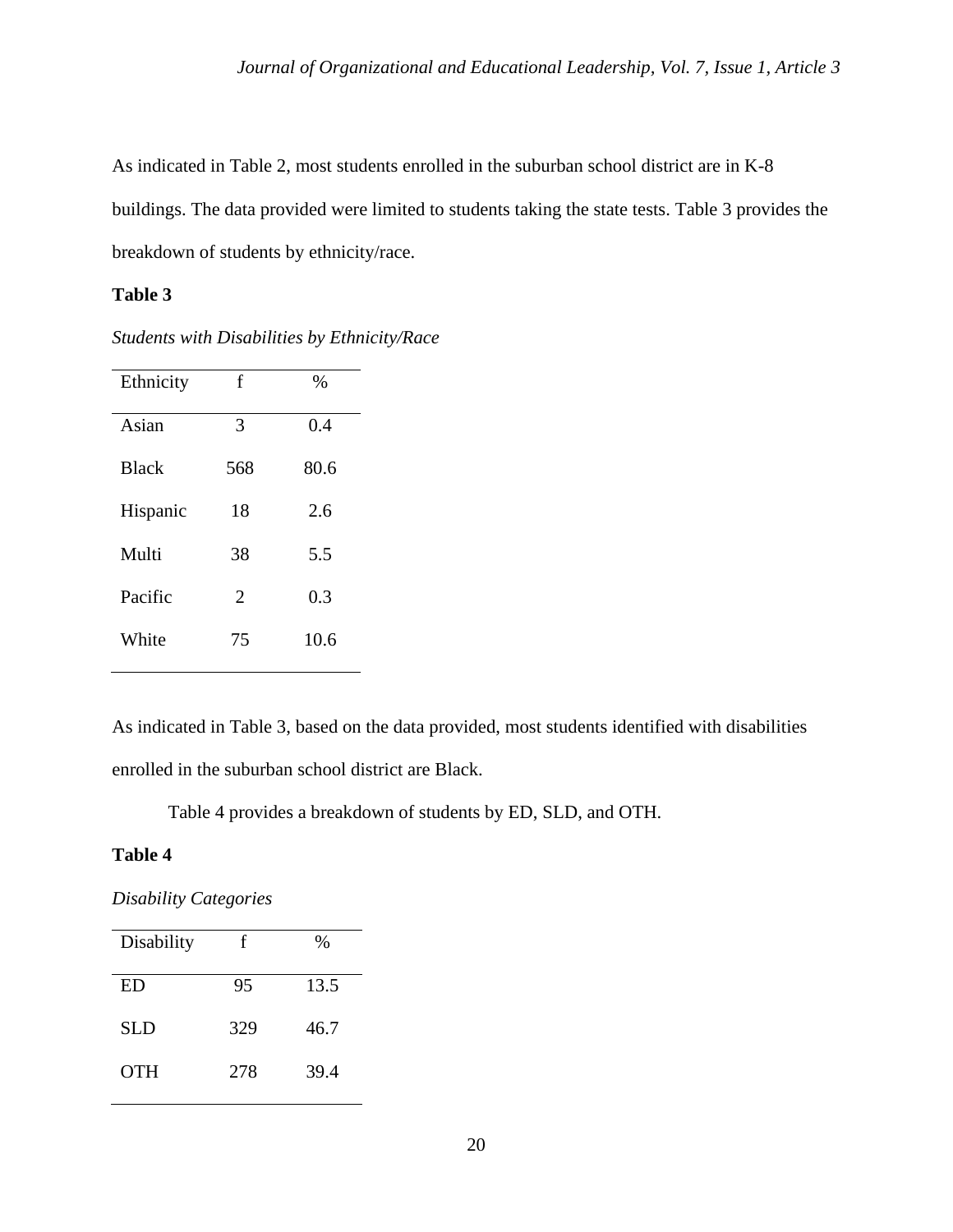As indicated in Table 2, most students enrolled in the suburban school district are in K-8 buildings. The data provided were limited to students taking the state tests. Table 3 provides the breakdown of students by ethnicity/race.

**Table 3**

*Students with Disabilities by Ethnicity/Race*

| Ethnicity | f | % |
|---|---|---|
| Asian | 3 | 0.4 |
| Black | 568 | 80.6 |
| Hispanic | 18 | 2.6 |
| Multi | 38 | 5.5 |
| Pacific | 2 | 0.3 |
| White | 75 | 10.6 |

As indicated in Table 3, based on the data provided, most students identified with disabilities enrolled in the suburban school district are Black.

Table 4 provides a breakdown of students by ED, SLD, and OTH.

**Table 4**

*Disability Categories*

| Disability | f | % |
|---|---|---|
| ED | 95 | 13.5 |
| SLD | 329 | 46.7 |
| OTH | 278 | 39.4 |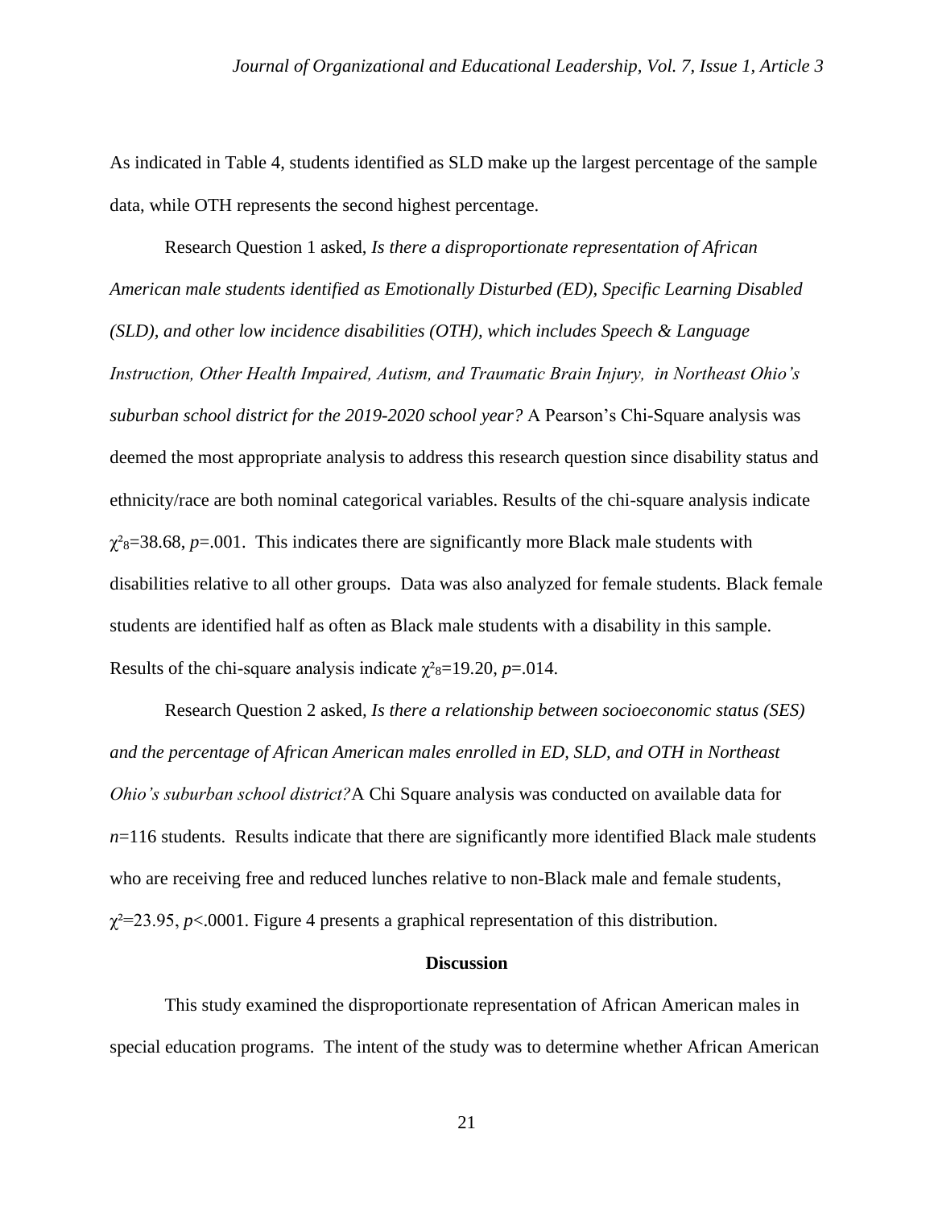As indicated in Table 4, students identified as SLD make up the largest percentage of the sample data, while OTH represents the second highest percentage.

Research Question 1 asked, *Is there a disproportionate representation of African American male students identified as Emotionally Disturbed (ED), Specific Learning Disabled (SLD), and other low incidence disabilities (OTH), which includes Speech & Language Instruction, Other Health Impaired, Autism, and Traumatic Brain Injury, in Northeast Ohio's suburban school district for the 2019-2020 school year?* A Pearson's Chi-Square analysis was deemed the most appropriate analysis to address this research question since disability status and ethnicity/race are both nominal categorical variables. Results of the chi-square analysis indicate $\chi^2_8$=38.68, $p$=.001. This indicates there are significantly more Black male students with disabilities relative to all other groups. Data was also analyzed for female students. Black female students are identified half as often as Black male students with a disability in this sample. Results of the chi-square analysis indicate $\chi^2_8$=19.20, $p$=.014.

Research Question 2 asked, *Is there a relationship between socioeconomic status (SES) and the percentage of African American males enrolled in ED, SLD, and OTH in Northeast Ohio's suburban school district?* A Chi Square analysis was conducted on available data for $n$=116 students. Results indicate that there are significantly more identified Black male students who are receiving free and reduced lunches relative to non-Black male and female students, $\chi^2$=23.95, $p$<.0001. Figure 4 presents a graphical representation of this distribution.

## Discussion

This study examined the disproportionate representation of African American males in special education programs. The intent of the study was to determine whether African American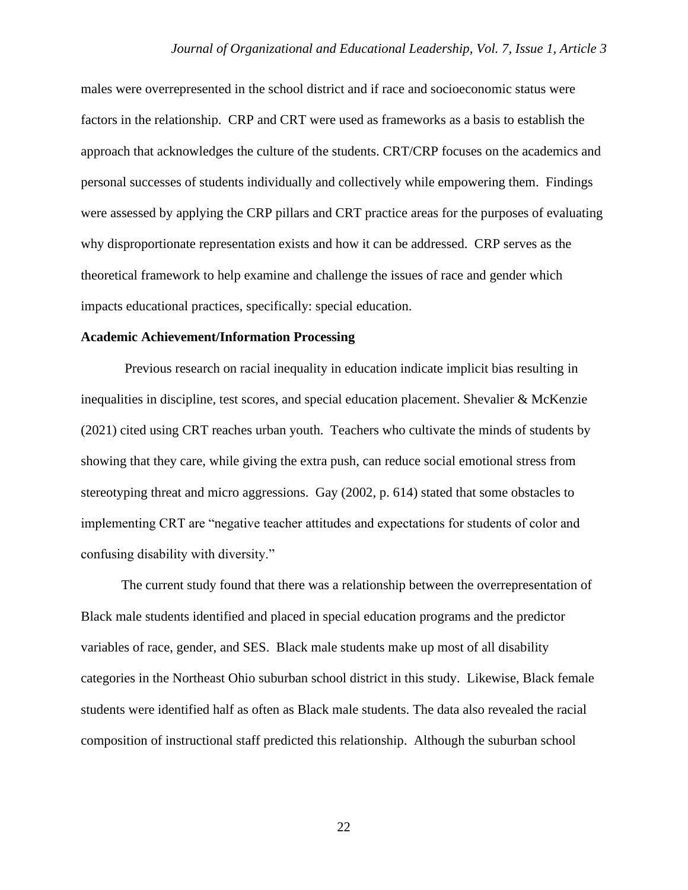males were overrepresented in the school district and if race and socioeconomic status were factors in the relationship. CRP and CRT were used as frameworks as a basis to establish the approach that acknowledges the culture of the students. CRT/CRP focuses on the academics and personal successes of students individually and collectively while empowering them. Findings were assessed by applying the CRP pillars and CRT practice areas for the purposes of evaluating why disproportionate representation exists and how it can be addressed. CRP serves as the theoretical framework to help examine and challenge the issues of race and gender which impacts educational practices, specifically: special education.

**Academic Achievement/Information Processing**

Previous research on racial inequality in education indicate implicit bias resulting in inequalities in discipline, test scores, and special education placement. Shevalier & McKenzie (2021) cited using CRT reaches urban youth. Teachers who cultivate the minds of students by showing that they care, while giving the extra push, can reduce social emotional stress from stereotyping threat and micro aggressions. Gay (2002, p. 614) stated that some obstacles to implementing CRT are "negative teacher attitudes and expectations for students of color and confusing disability with diversity."

The current study found that there was a relationship between the overrepresentation of Black male students identified and placed in special education programs and the predictor variables of race, gender, and SES. Black male students make up most of all disability categories in the Northeast Ohio suburban school district in this study. Likewise, Black female students were identified half as often as Black male students. The data also revealed the racial composition of instructional staff predicted this relationship. Although the suburban school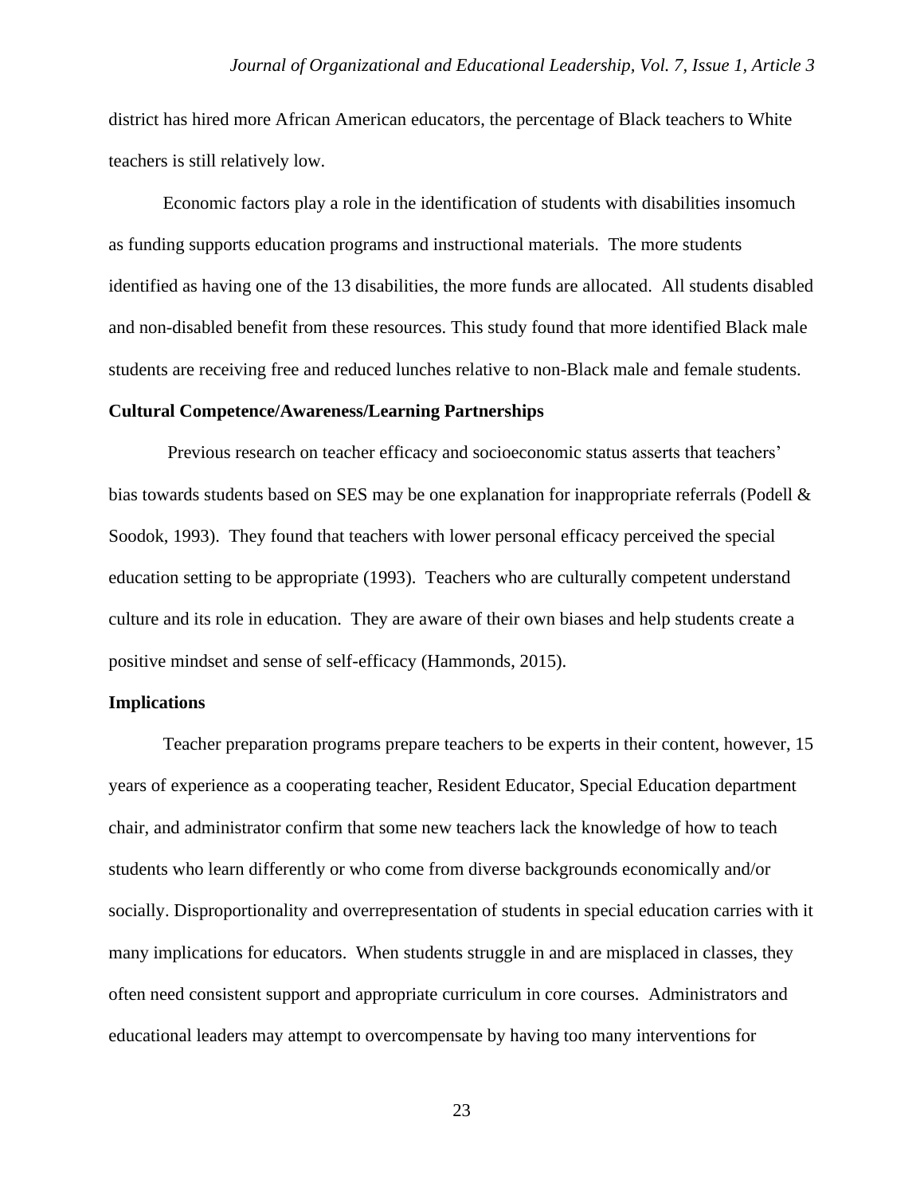district has hired more African American educators, the percentage of Black teachers to White teachers is still relatively low.

Economic factors play a role in the identification of students with disabilities insomuch as funding supports education programs and instructional materials. The more students identified as having one of the 13 disabilities, the more funds are allocated. All students disabled and non-disabled benefit from these resources. This study found that more identified Black male students are receiving free and reduced lunches relative to non-Black male and female students.

**Cultural Competence/Awareness/Learning Partnerships**

Previous research on teacher efficacy and socioeconomic status asserts that teachers' bias towards students based on SES may be one explanation for inappropriate referrals (Podell & Soodok, 1993). They found that teachers with lower personal efficacy perceived the special education setting to be appropriate (1993). Teachers who are culturally competent understand culture and its role in education. They are aware of their own biases and help students create a positive mindset and sense of self-efficacy (Hammonds, 2015).

**Implications**

Teacher preparation programs prepare teachers to be experts in their content, however, 15 years of experience as a cooperating teacher, Resident Educator, Special Education department chair, and administrator confirm that some new teachers lack the knowledge of how to teach students who learn differently or who come from diverse backgrounds economically and/or socially. Disproportionality and overrepresentation of students in special education carries with it many implications for educators. When students struggle in and are misplaced in classes, they often need consistent support and appropriate curriculum in core courses. Administrators and educational leaders may attempt to overcompensate by having too many interventions for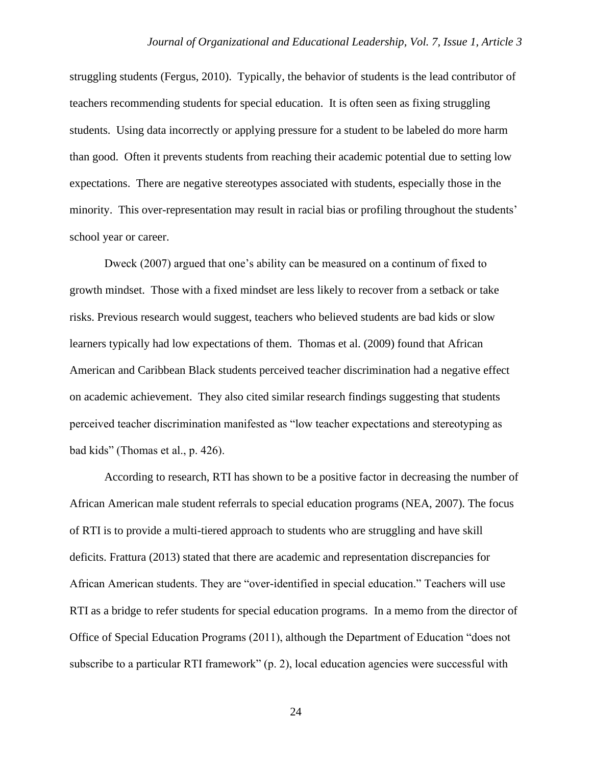struggling students (Fergus, 2010). Typically, the behavior of students is the lead contributor of teachers recommending students for special education. It is often seen as fixing struggling students. Using data incorrectly or applying pressure for a student to be labeled do more harm than good. Often it prevents students from reaching their academic potential due to setting low expectations. There are negative stereotypes associated with students, especially those in the minority. This over-representation may result in racial bias or profiling throughout the students' school year or career.

Dweck (2007) argued that one's ability can be measured on a continum of fixed to growth mindset. Those with a fixed mindset are less likely to recover from a setback or take risks. Previous research would suggest, teachers who believed students are bad kids or slow learners typically had low expectations of them. Thomas et al. (2009) found that African American and Caribbean Black students perceived teacher discrimination had a negative effect on academic achievement. They also cited similar research findings suggesting that students perceived teacher discrimination manifested as "low teacher expectations and stereotyping as bad kids" (Thomas et al., p. 426).

According to research, RTI has shown to be a positive factor in decreasing the number of African American male student referrals to special education programs (NEA, 2007). The focus of RTI is to provide a multi-tiered approach to students who are struggling and have skill deficits. Frattura (2013) stated that there are academic and representation discrepancies for African American students. They are "over-identified in special education." Teachers will use RTI as a bridge to refer students for special education programs. In a memo from the director of Office of Special Education Programs (2011), although the Department of Education "does not subscribe to a particular RTI framework" (p. 2), local education agencies were successful with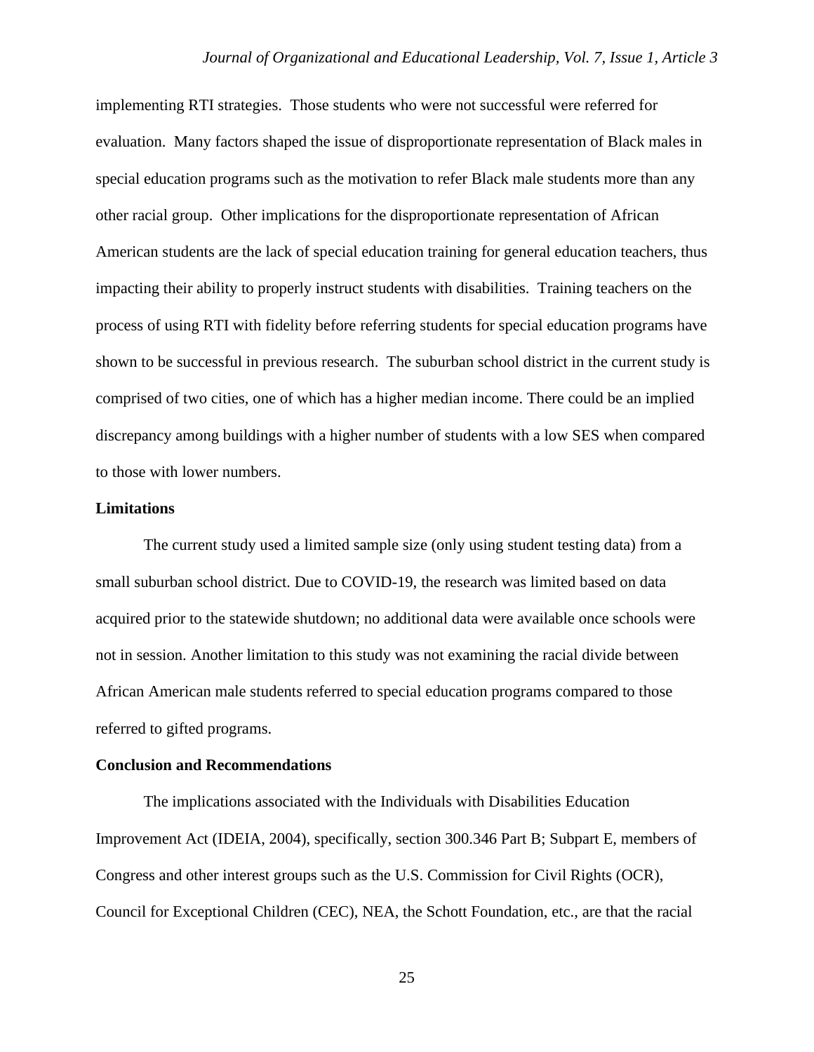implementing RTI strategies. Those students who were not successful were referred for evaluation. Many factors shaped the issue of disproportionate representation of Black males in special education programs such as the motivation to refer Black male students more than any other racial group. Other implications for the disproportionate representation of African American students are the lack of special education training for general education teachers, thus impacting their ability to properly instruct students with disabilities. Training teachers on the process of using RTI with fidelity before referring students for special education programs have shown to be successful in previous research. The suburban school district in the current study is comprised of two cities, one of which has a higher median income. There could be an implied discrepancy among buildings with a higher number of students with a low SES when compared to those with lower numbers.

### Limitations

The current study used a limited sample size (only using student testing data) from a small suburban school district. Due to COVID-19, the research was limited based on data acquired prior to the statewide shutdown; no additional data were available once schools were not in session. Another limitation to this study was not examining the racial divide between African American male students referred to special education programs compared to those referred to gifted programs.

### Conclusion and Recommendations

The implications associated with the Individuals with Disabilities Education Improvement Act (IDEIA, 2004), specifically, section 300.346 Part B; Subpart E, members of Congress and other interest groups such as the U.S. Commission for Civil Rights (OCR), Council for Exceptional Children (CEC), NEA, the Schott Foundation, etc., are that the racial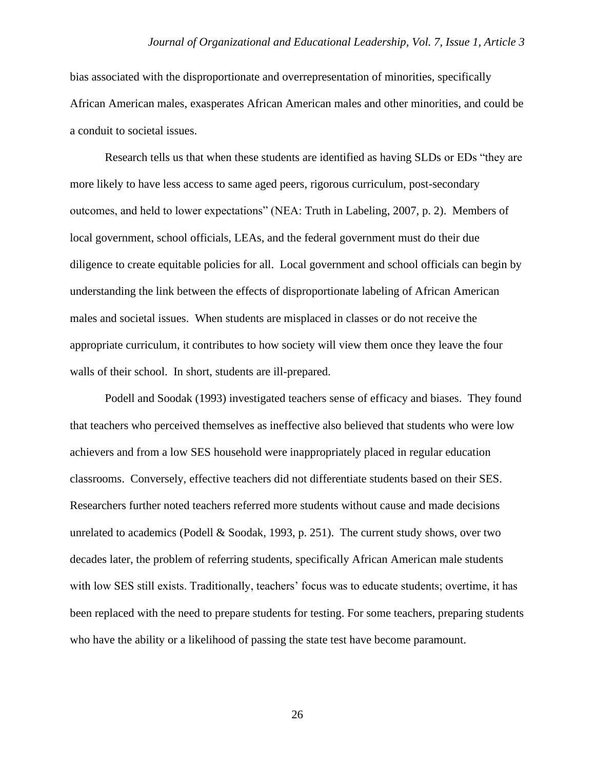bias associated with the disproportionate and overrepresentation of minorities, specifically African American males, exasperates African American males and other minorities, and could be a conduit to societal issues.

Research tells us that when these students are identified as having SLDs or EDs "they are more likely to have less access to same aged peers, rigorous curriculum, post-secondary outcomes, and held to lower expectations" (NEA: Truth in Labeling, 2007, p. 2). Members of local government, school officials, LEAs, and the federal government must do their due diligence to create equitable policies for all. Local government and school officials can begin by understanding the link between the effects of disproportionate labeling of African American males and societal issues. When students are misplaced in classes or do not receive the appropriate curriculum, it contributes to how society will view them once they leave the four walls of their school. In short, students are ill-prepared.

Podell and Soodak (1993) investigated teachers sense of efficacy and biases. They found that teachers who perceived themselves as ineffective also believed that students who were low achievers and from a low SES household were inappropriately placed in regular education classrooms. Conversely, effective teachers did not differentiate students based on their SES. Researchers further noted teachers referred more students without cause and made decisions unrelated to academics (Podell & Soodak, 1993, p. 251). The current study shows, over two decades later, the problem of referring students, specifically African American male students with low SES still exists. Traditionally, teachers' focus was to educate students; overtime, it has been replaced with the need to prepare students for testing. For some teachers, preparing students who have the ability or a likelihood of passing the state test have become paramount.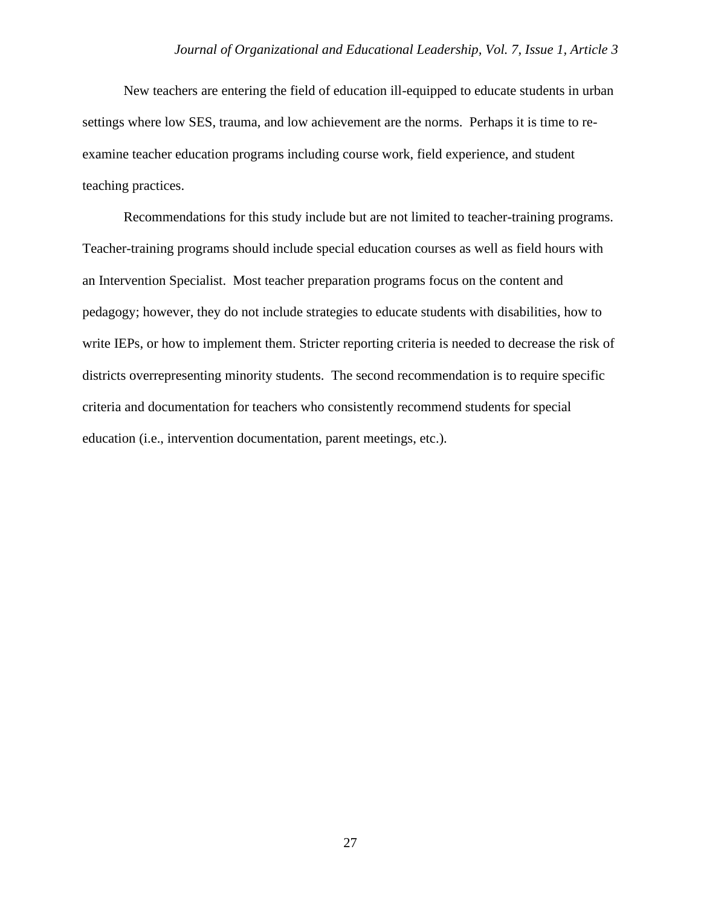New teachers are entering the field of education ill-equipped to educate students in urban settings where low SES, trauma, and low achievement are the norms. Perhaps it is time to re-examine teacher education programs including course work, field experience, and student teaching practices.

Recommendations for this study include but are not limited to teacher-training programs. Teacher-training programs should include special education courses as well as field hours with an Intervention Specialist. Most teacher preparation programs focus on the content and pedagogy; however, they do not include strategies to educate students with disabilities, how to write IEPs, or how to implement them. Stricter reporting criteria is needed to decrease the risk of districts overrepresenting minority students. The second recommendation is to require specific criteria and documentation for teachers who consistently recommend students for special education (i.e., intervention documentation, parent meetings, etc.).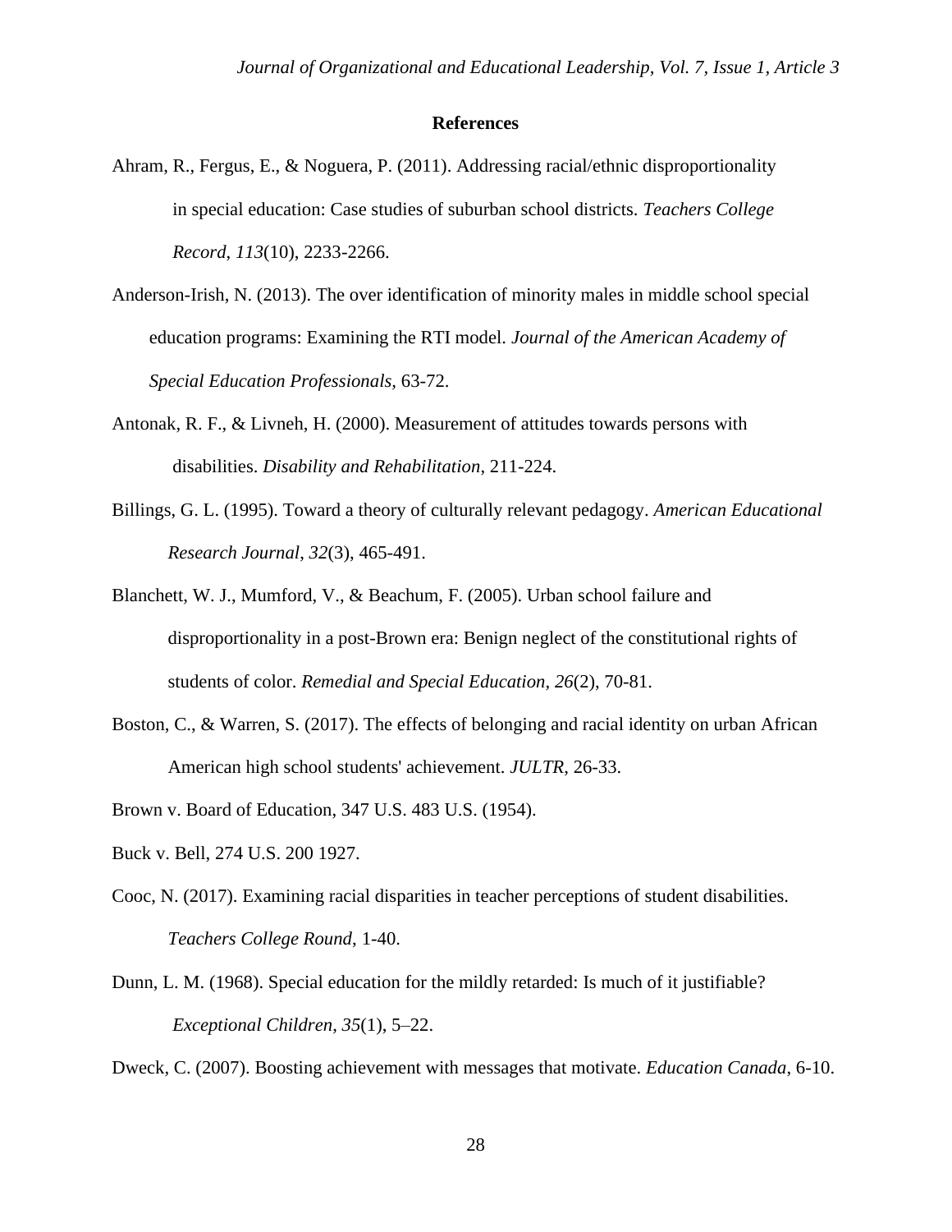# References

Ahram, R., Fergus, E., & Noguera, P. (2011). Addressing racial/ethnic disproportionality in special education: Case studies of suburban school districts. *Teachers College Record*, *113*(10), 2233-2266.

Anderson-Irish, N. (2013). The over identification of minority males in middle school special education programs: Examining the RTI model. *Journal of the American Academy of Special Education Professionals*, 63-72.

Antonak, R. F., & Livneh, H. (2000). Measurement of attitudes towards persons with disabilities. *Disability and Rehabilitation*, 211-224.

Billings, G. L. (1995). Toward a theory of culturally relevant pedagogy. *American Educational Research Journal*, *32*(3), 465-491.

Blanchett, W. J., Mumford, V., & Beachum, F. (2005). Urban school failure and disproportionality in a post-Brown era: Benign neglect of the constitutional rights of students of color. *Remedial and Special Education*, *26*(2), 70-81.

Boston, C., & Warren, S. (2017). The effects of belonging and racial identity on urban African American high school students' achievement. *JULTR*, 26-33.

Brown v. Board of Education, 347 U.S. 483 U.S. (1954).

Buck v. Bell, 274 U.S. 200 1927.

Cooc, N. (2017). Examining racial disparities in teacher perceptions of student disabilities. *Teachers College Round*, 1-40.

Dunn, L. M. (1968). Special education for the mildly retarded: Is much of it justifiable? *Exceptional Children*, *35*(1), 5–22.

Dweck, C. (2007). Boosting achievement with messages that motivate. *Education Canada*, 6-10.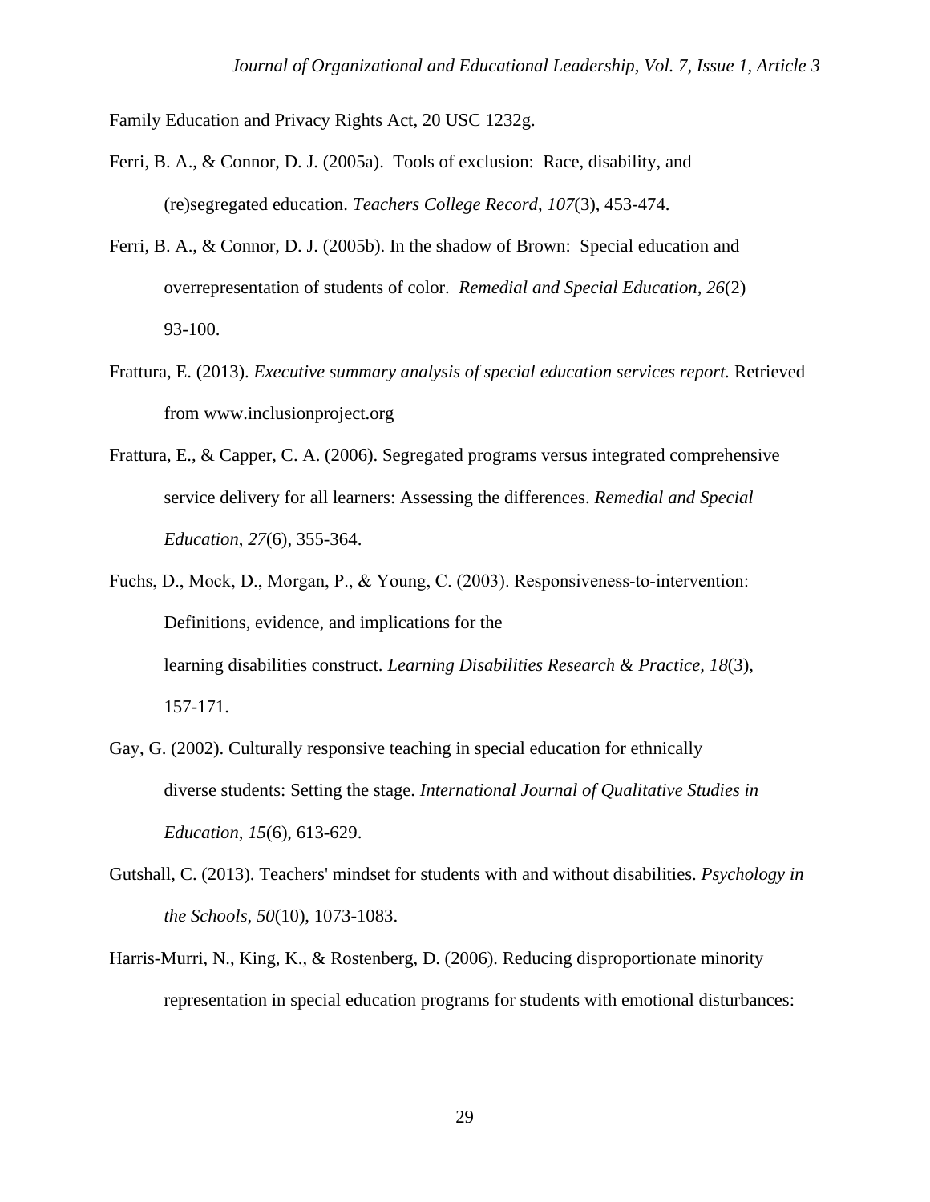Family Education and Privacy Rights Act, 20 USC 1232g.

Ferri, B. A., & Connor, D. J. (2005a). Tools of exclusion: Race, disability, and (re)segregated education. *Teachers College Record*, *107*(3), 453-474.

Ferri, B. A., & Connor, D. J. (2005b). In the shadow of Brown: Special education and overrepresentation of students of color. *Remedial and Special Education*, *26*(2) 93-100.

Frattura, E. (2013). *Executive summary analysis of special education services report.* Retrieved from www.inclusionproject.org

Frattura, E., & Capper, C. A. (2006). Segregated programs versus integrated comprehensive service delivery for all learners: Assessing the differences. *Remedial and Special Education*, *27*(6), 355-364.

Fuchs, D., Mock, D., Morgan, P., & Young, C. (2003). Responsiveness-to-intervention: Definitions, evidence, and implications for the learning disabilities construct. *Learning Disabilities Research & Practice, 18*(3), 157-171.

Gay, G. (2002). Culturally responsive teaching in special education for ethnically diverse students: Setting the stage. *International Journal of Qualitative Studies in Education*, *15*(6), 613-629.

Gutshall, C. (2013). Teachers' mindset for students with and without disabilities. *Psychology in the Schools*, *50*(10), 1073-1083.

Harris-Murri, N., King, K., & Rostenberg, D. (2006). Reducing disproportionate minority representation in special education programs for students with emotional disturbances: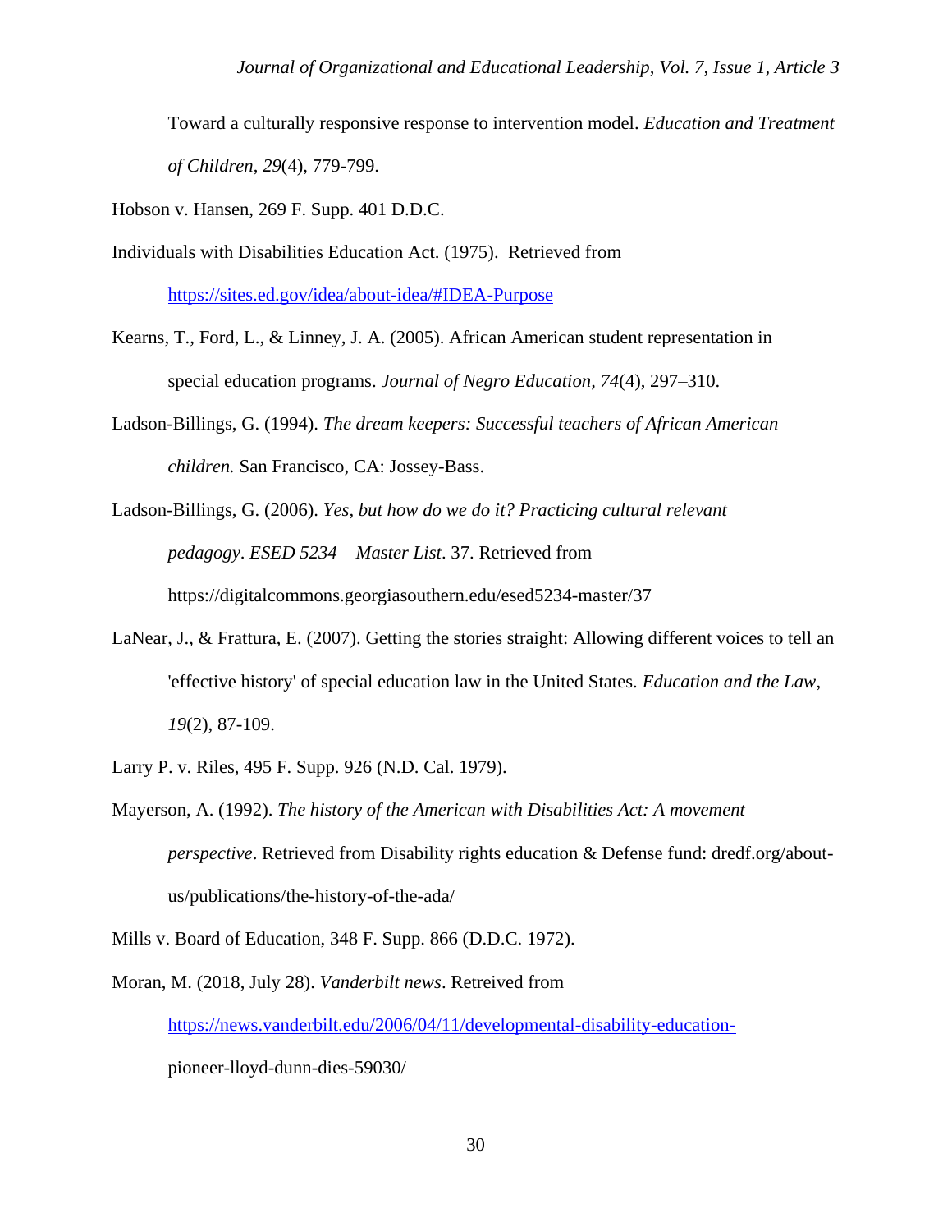Toward a culturally responsive response to intervention model. *Education and Treatment of Children*, *29*(4), 779-799.

Hobson v. Hansen, 269 F. Supp. 401 D.D.C.

Individuals with Disabilities Education Act. (1975). Retrieved from https://sites.ed.gov/idea/about-idea/#IDEA-Purpose

Kearns, T., Ford, L., & Linney, J. A. (2005). African American student representation in special education programs. *Journal of Negro Education*, *74*(4), 297–310.

Ladson-Billings, G. (1994). *The dream keepers: Successful teachers of African American children.* San Francisco, CA: Jossey-Bass.

Ladson-Billings, G. (2006). *Yes, but how do we do it? Practicing cultural relevant pedagogy*. *ESED 5234 – Master List*. 37. Retrieved from https://digitalcommons.georgiasouthern.edu/esed5234-master/37

LaNear, J., & Frattura, E. (2007). Getting the stories straight: Allowing different voices to tell an 'effective history' of special education law in the United States. *Education and the Law*, *19*(2), 87-109.

Larry P. v. Riles, 495 F. Supp. 926 (N.D. Cal. 1979).

Mayerson, A. (1992). *The history of the American with Disabilities Act: A movement perspective*. Retrieved from Disability rights education & Defense fund: dredf.org/about-us/publications/the-history-of-the-ada/

Mills v. Board of Education, 348 F. Supp. 866 (D.D.C. 1972).

Moran, M. (2018, July 28). *Vanderbilt news*. Retreived from https://news.vanderbilt.edu/2006/04/11/developmental-disability-education-pioneer-lloyd-dunn-dies-59030/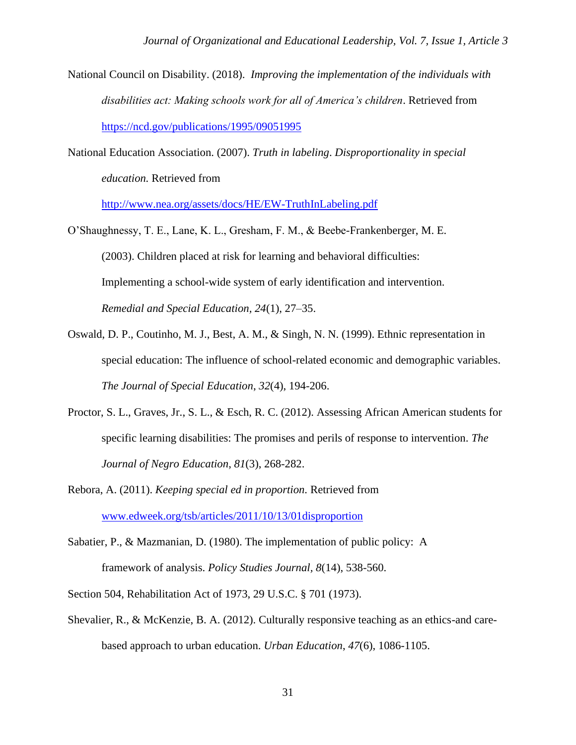National Council on Disability. (2018). *Improving the implementation of the individuals with disabilities act: Making schools work for all of America's children*. Retrieved from https://ncd.gov/publications/1995/09051995

National Education Association. (2007). *Truth in labeling*. *Disproportionality in special education.* Retrieved from http://www.nea.org/assets/docs/HE/EW-TruthInLabeling.pdf

O'Shaughnessy, T. E., Lane, K. L., Gresham, F. M., & Beebe-Frankenberger, M. E. (2003). Children placed at risk for learning and behavioral difficulties: Implementing a school-wide system of early identification and intervention. *Remedial and Special Education, 24*(1), 27–35.

Oswald, D. P., Coutinho, M. J., Best, A. M., & Singh, N. N. (1999). Ethnic representation in special education: The influence of school-related economic and demographic variables. *The Journal of Special Education, 32*(4), 194-206.

Proctor, S. L., Graves, Jr., S. L., & Esch, R. C. (2012). Assessing African American students for specific learning disabilities: The promises and perils of response to intervention. *The Journal of Negro Education*, *81*(3), 268-282.

Rebora, A. (2011). *Keeping special ed in proportion.* Retrieved from www.edweek.org/tsb/articles/2011/10/13/01disproportion

Sabatier, P., & Mazmanian, D. (1980). The implementation of public policy: A framework of analysis. *Policy Studies Journal*, *8*(14), 538-560.

Section 504, Rehabilitation Act of 1973, 29 U.S.C. § 701 (1973).

Shevalier, R., & McKenzie, B. A. (2012). Culturally responsive teaching as an ethics-and care-based approach to urban education. *Urban Education*, *47*(6), 1086-1105.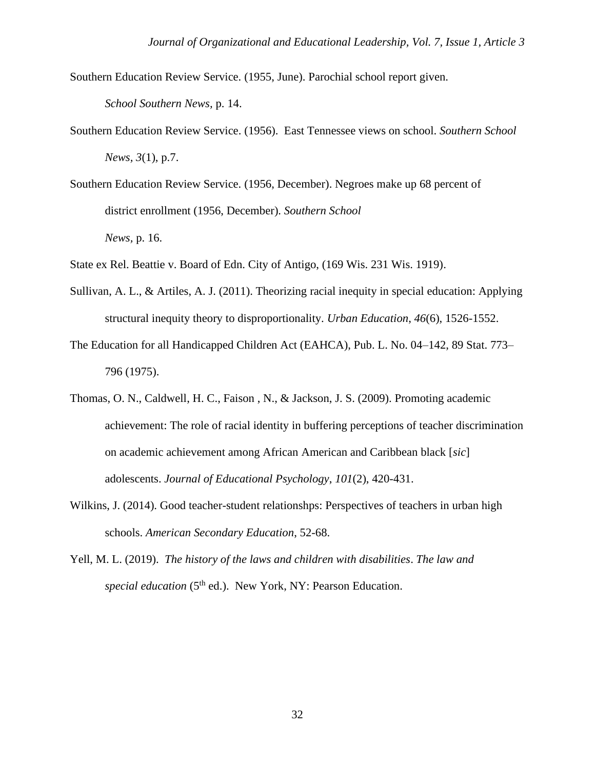Southern Education Review Service. (1955, June). Parochial school report given. *School Southern News*, p. 14.

Southern Education Review Service. (1956). East Tennessee views on school. *Southern School News, 3*(1), p.7.

Southern Education Review Service. (1956, December). Negroes make up 68 percent of district enrollment (1956, December). *Southern School News*, p. 16.

State ex Rel. Beattie v. Board of Edn. City of Antigo, (169 Wis. 231 Wis. 1919).

Sullivan, A. L., & Artiles, A. J. (2011). Theorizing racial inequity in special education: Applying structural inequity theory to disproportionality. *Urban Education*, *46*(6), 1526-1552.

The Education for all Handicapped Children Act (EAHCA), Pub. L. No. 04–142, 89 Stat. 773–796 (1975).

Thomas, O. N., Caldwell, H. C., Faison , N., & Jackson, J. S. (2009). Promoting academic achievement: The role of racial identity in buffering perceptions of teacher discrimination on academic achievement among African American and Caribbean black [*sic*] adolescents. *Journal of Educational Psychology*, *101*(2), 420-431.

Wilkins, J. (2014). Good teacher-student relationshps: Perspectives of teachers in urban high schools. *American Secondary Education*, 52-68.

Yell, M. L. (2019). *The history of the laws and children with disabilities*. *The law and special education* (5th ed.). New York, NY: Pearson Education.